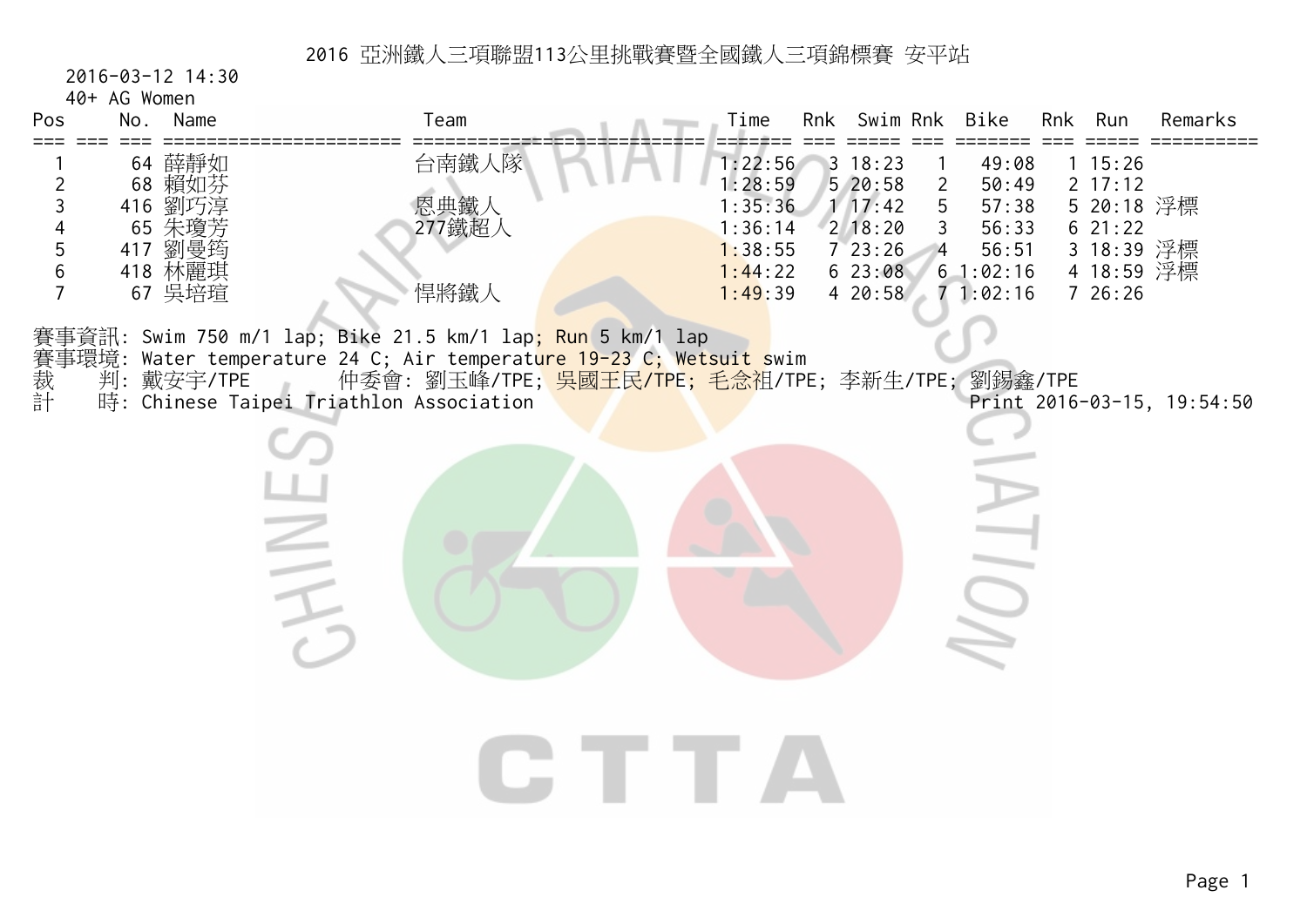# 2016 亞洲鐵人三項聯盟113公里挑戰賽暨全國鐵人三項錦標賽 安平站

2016-03-12 14:30

40+ AG Women

| Pos | No. | Name | Team | Time | Rnk | Swim | Rnk | Bike | Rnk | Run | Remarks |
|---|---|---|---|---|---|---|---|---|---|---|---|
| 1 | 64 | 薛靜如 | 台南鐵人隊 | 1:22:56 | 3 | 18:23 | 1 | 49:08 | 1 | 15:26 | |
| 2 | 68 | 賴如芬 | | 1:28:59 | 5 | 20:58 | 2 | 50:49 | 2 | 17:12 | |
| 3 | 416 | 劉巧淳 | 恩典鐵人 | 1:35:36 | 1 | 17:42 | 5 | 57:38 | 5 | 20:18 | 浮標 |
| 4 | 65 | 朱瓊芳 | 277鐵超人 | 1:36:14 | 2 | 18:20 | 3 | 56:33 | 6 | 21:22 | |
| 5 | 417 | 劉曼筠 | | 1:38:55 | 7 | 23:26 | 4 | 56:51 | 3 | 18:39 | 浮標 |
| 6 | 418 | 林麗琪 | | 1:44:22 | 6 | 23:08 | 6 | 1:02:16 | 4 | 18:59 | 浮標 |
| 7 | 67 | 吳培瑄 | 悍將鐵人 | 1:49:39 | 4 | 20:58 | 7 | 1:02:16 | 7 | 26:26 | |

賽事資訊: Swim 750 m/1 lap; Bike 21.5 km/1 lap; Run 5 km/1 lap

賽事環境: Water temperature 24 C; Air temperature 19-23 C; Wetsuit swim

裁　　判: 戴安宇/TPE　　仲委會: 劉玉峰/TPE; 吳國王民/TPE; 毛念祖/TPE; 李新生/TPE; 劉錫鑫/TPE

計　　時: Chinese Taipei Triathlon Association　　Print 2016-03-15, 19:54:50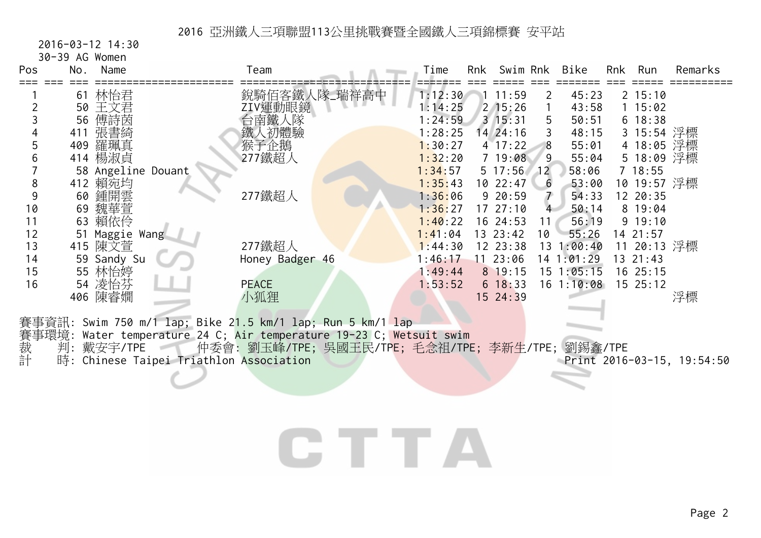# 2016 亞洲鐵人三項聯盟113公里挑戰賽暨全國鐵人三項錦標賽 安平站

2016-03-12 14:30

30-39 AG Women

| Pos | No. | Name | Team | Time | Rnk | Swim | Rnk | Bike | Rnk | Run | Remarks |
|---|---|---|---|---|---|---|---|---|---|---|---|
| 1 | 61 | 林怡君 | 銳騎佰客鐵人隊_瑞祥高中 | 1:12:30 | 1 | 11:59 | 2 | 45:23 | 2 | 15:10 | |
| 2 | 50 | 王文君 | ZIV運動眼鏡 | 1:14:25 | 2 | 15:26 | 1 | 43:58 | 1 | 15:02 | |
| 3 | 56 | 傅詩茵 | 台南鐵人隊 | 1:24:59 | 3 | 15:31 | 5 | 50:51 | 6 | 18:38 | |
| 4 | 411 | 張書綺 | 鐵人初體驗 | 1:28:25 | 14 | 24:16 | 3 | 48:15 | 3 | 15:54 | 浮標 |
| 5 | 409 | 羅珮真 | 猴子企鵝 | 1:30:27 | 4 | 17:22 | 8 | 55:01 | 4 | 18:05 | 浮標 |
| 6 | 414 | 楊淑貞 | 277鐵超人 | 1:32:20 | 7 | 19:08 | 9 | 55:04 | 5 | 18:09 | 浮標 |
| 7 | 58 | Angeline Douant | | 1:34:57 | 5 | 17:56 | 12 | 58:06 | 7 | 18:55 | |
| 8 | 412 | 賴宛均 | | 1:35:43 | 10 | 22:47 | 6 | 53:00 | 10 | 19:57 | 浮標 |
| 9 | 60 | 鍾開雲 | 277鐵超人 | 1:36:06 | 9 | 20:59 | 7 | 54:33 | 12 | 20:35 | |
| 10 | 69 | 魏華萱 | | 1:36:27 | 17 | 27:10 | 4 | 50:14 | 8 | 19:04 | |
| 11 | 63 | 賴依伶 | | 1:40:22 | 16 | 24:53 | 11 | 56:19 | 9 | 19:10 | |
| 12 | 51 | Maggie Wang | | 1:41:04 | 13 | 23:42 | 10 | 55:26 | 14 | 21:57 | |
| 13 | 415 | 陳文萱 | 277鐵超人 | 1:44:30 | 12 | 23:38 | 13 | 1:00:40 | 11 | 20:13 | 浮標 |
| 14 | 59 | Sandy Su | Honey Badger 46 | 1:46:17 | 11 | 23:06 | 14 | 1:01:29 | 13 | 21:43 | |
| 15 | 55 | 林怡婷 | | 1:49:44 | 8 | 19:15 | 15 | 1:05:15 | 16 | 25:15 | |
| 16 | 54 | 淩怡芬 | PEACE | 1:53:52 | 6 | 18:33 | 16 | 1:10:08 | 15 | 25:12 | |
| | 406 | 陳睿嫺 | 小狐狸 | | 15 | 24:39 | | | | | 浮標 |

賽事資訊: Swim 750 m/1 lap; Bike 21.5 km/1 lap; Run 5 km/1 lap

賽事環境: Water temperature 24 C; Air temperature 19-23 C; Wetsuit swim

裁　判: 戴安宇/TPE　　仲委會: 劉玉峰/TPE; 吳國王民/TPE; 毛念祖/TPE; 李新生/TPE; 劉錫鑫/TPE

計　時: Chinese Taipei Triathlon Association　　Print 2016-03-15, 19:54:50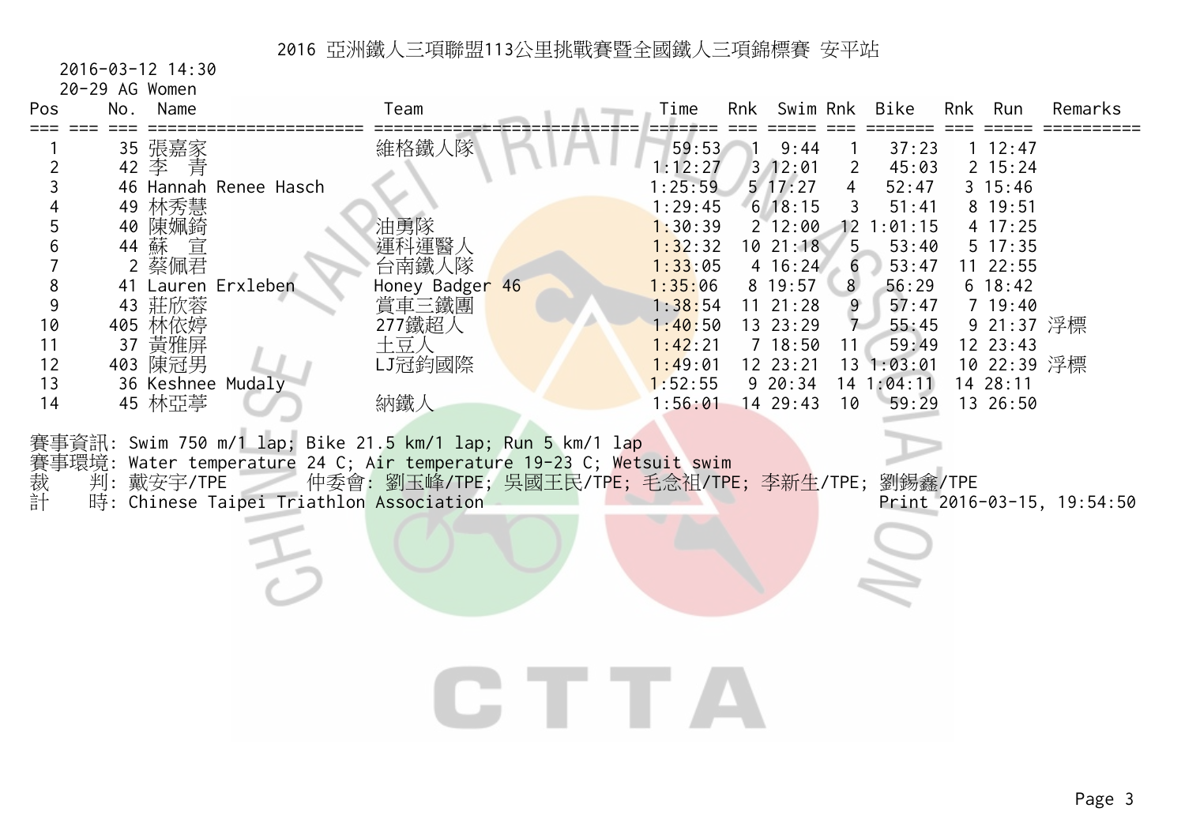# 2016 亞洲鐵人三項聯盟113公里挑戰賽暨全國鐵人三項錦標賽 安平站

2016-03-12 14:30

20-29 AG Women

| Pos | No. | Name | Team | Time | Rnk | Swim | Rnk | Bike | Rnk | Run | Remarks |
|---|---|---|---|---|---|---|---|---|---|---|---|
| 1 | 35 | 張嘉家 | 維格鐵人隊 | 59:53 | 1 | 9:44 | 1 | 37:23 | 1 | 12:47 | |
| 2 | 42 | 李　青 | | 1:12:27 | 3 | 12:01 | 2 | 45:03 | 2 | 15:24 | |
| 3 | 46 | Hannah Renee Hasch | | 1:25:59 | 5 | 17:27 | 4 | 52:47 | 3 | 15:46 | |
| 4 | 49 | 林秀慧 | | 1:29:45 | 6 | 18:15 | 3 | 51:41 | 8 | 19:51 | |
| 5 | 40 | 陳姵錡 | 油勇隊 | 1:30:39 | 2 | 12:00 | 12 | 1:01:15 | 4 | 17:25 | |
| 6 | 44 | 蘇　宣 | 運科運醫人 | 1:32:32 | 10 | 21:18 | 5 | 53:40 | 5 | 17:35 | |
| 7 | 2 | 蔡佩君 | 台南鐵人隊 | 1:33:05 | 4 | 16:24 | 6 | 53:47 | 11 | 22:55 | |
| 8 | 41 | Lauren Erxleben | Honey Badger 46 | 1:35:06 | 8 | 19:57 | 8 | 56:29 | 6 | 18:42 | |
| 9 | 43 | 莊欣蓉 | 賞車三鐵團 | 1:38:54 | 11 | 21:28 | 9 | 57:47 | 7 | 19:40 | |
| 10 | 405 | 林依婷 | 277鐵超人 | 1:40:50 | 13 | 23:29 | 7 | 55:45 | 9 | 21:37 | 浮標 |
| 11 | 37 | 黃雅屏 | 土豆人 | 1:42:21 | 7 | 18:50 | 11 | 59:49 | 12 | 23:43 | |
| 12 | 403 | 陳冠男 | LJ冠鈞國際 | 1:49:01 | 12 | 23:21 | 13 | 1:03:01 | 10 | 22:39 | 浮標 |
| 13 | 36 | Keshnee Mudaly | | 1:52:55 | 9 | 20:34 | 14 | 1:04:11 | 14 | 28:11 | |
| 14 | 45 | 林亞葶 | 納鐵人 | 1:56:01 | 14 | 29:43 | 10 | 59:29 | 13 | 26:50 | |

賽事資訊: Swim 750 m/1 lap; Bike 21.5 km/1 lap; Run 5 km/1 lap

賽事環境: Water temperature 24 C; Air temperature 19-23 C; Wetsuit swim

裁　　判: 戴安宇/TPE　　仲委會: 劉玉峰/TPE; 吳國王民/TPE; 毛念祖/TPE; 李新生/TPE; 劉錫鑫/TPE

計　　時: Chinese Taipei Triathlon Association　　Print 2016-03-15, 19:54:50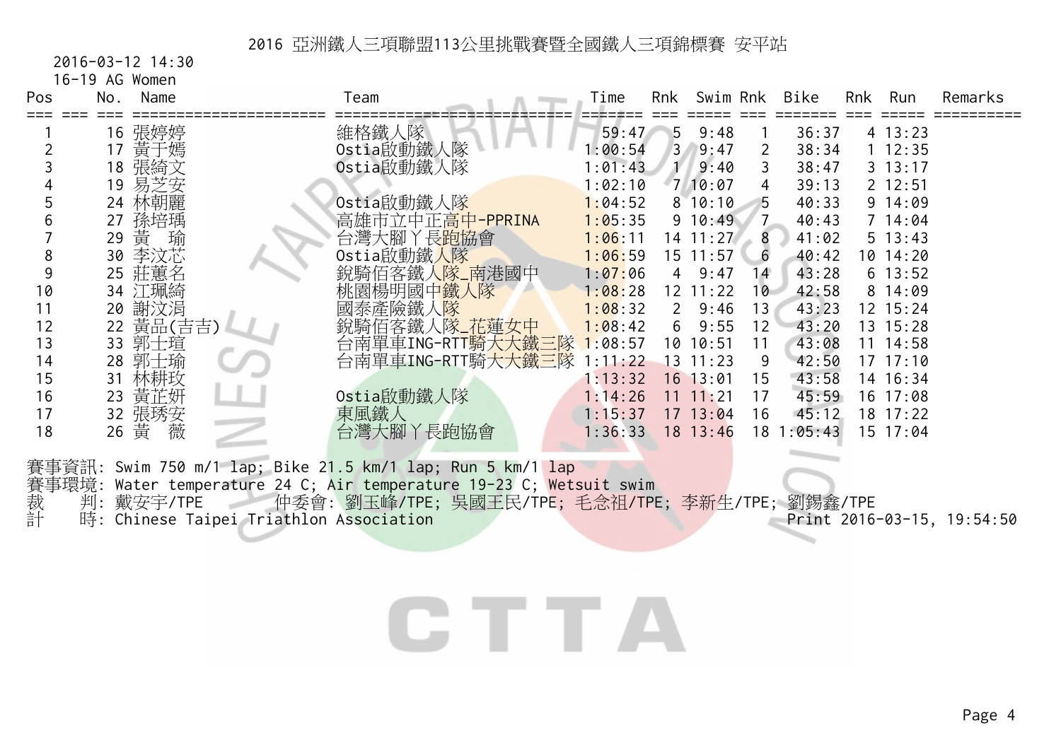# 2016 亞洲鐵人三項聯盟113公里挑戰賽暨全國鐵人三項錦標賽 安平站

2016-03-12 14:30

16-19 AG Women

| Pos | No. | Name | Team | Time | Rnk | Swim | Rnk | Bike | Rnk | Run | Remarks |
|---|---|---|---|---|---|---|---|---|---|---|---|
| 1 | 16 | 張婷婷 | 維格鐵人隊 | 59:47 | 5 | 9:48 | 1 | 36:37 | 4 | 13:23 | |
| 2 | 17 | 黃于嫣 | Ostia啟動鐵人隊 | 1:00:54 | 3 | 9:47 | 2 | 38:34 | 1 | 12:35 | |
| 3 | 18 | 張綺文 | Ostia啟動鐵人隊 | 1:01:43 | 1 | 9:40 | 3 | 38:47 | 3 | 13:17 | |
| 4 | 19 | 易芝安 | | 1:02:10 | 7 | 10:07 | 4 | 39:13 | 2 | 12:51 | |
| 5 | 24 | 林朝麗 | Ostia啟動鐵人隊 | 1:04:52 | 8 | 10:10 | 5 | 40:33 | 9 | 14:09 | |
| 6 | 27 | 孫培瑀 | 高雄市立中正高中-PPRINA | 1:05:35 | 9 | 10:49 | 7 | 40:43 | 7 | 14:04 | |
| 7 | 29 | 黃　瑜 | 台灣大腳丫長跑協會 | 1:06:11 | 14 | 11:27 | 8 | 41:02 | 5 | 13:43 | |
| 8 | 30 | 李汶芯 | Ostia啟動鐵人隊 | 1:06:59 | 15 | 11:57 | 6 | 40:42 | 10 | 14:20 | |
| 9 | 25 | 莊蕙名 | 銳騎佰客鐵人隊_南港國中 | 1:07:06 | 4 | 9:47 | 14 | 43:28 | 6 | 13:52 | |
| 10 | 34 | 江珮綺 | 桃園楊明國中鐵人隊 | 1:08:28 | 12 | 11:22 | 10 | 42:58 | 8 | 14:09 | |
| 11 | 20 | 謝汶涓 | 國泰產險鐵人隊 | 1:08:32 | 2 | 9:46 | 13 | 43:23 | 12 | 15:24 | |
| 12 | 22 | 黃品(吉吉) | 銳騎佰客鐵人隊_花蓮女中 | 1:08:42 | 6 | 9:55 | 12 | 43:20 | 13 | 15:28 | |
| 13 | 33 | 郭士瑄 | 台南單車ING-RTT騎大大鐵三隊 | 1:08:57 | 10 | 10:51 | 11 | 43:08 | 11 | 14:58 | |
| 14 | 28 | 郭士瑜 | 台南單車ING-RTT騎大大鐵三隊 | 1:11:22 | 13 | 11:23 | 9 | 42:50 | 17 | 17:10 | |
| 15 | 31 | 林耕玟 | | 1:13:32 | 16 | 13:01 | 15 | 43:58 | 14 | 16:34 | |
| 16 | 23 | 黃芷妍 | Ostia啟動鐵人隊 | 1:14:26 | 11 | 11:21 | 17 | 45:59 | 16 | 17:08 | |
| 17 | 32 | 張琇安 | 東風鐵人 | 1:15:37 | 17 | 13:04 | 16 | 45:12 | 18 | 17:22 | |
| 18 | 26 | 黃　薇 | 台灣大腳丫長跑協會 | 1:36:33 | 18 | 13:46 | 18 | 1:05:43 | 15 | 17:04 | |

賽事資訊: Swim 750 m/1 lap; Bike 21.5 km/1 lap; Run 5 km/1 lap

賽事環境: Water temperature 24 C; Air temperature 19-23 C; Wetsuit swim

裁　判: 戴安宇/TPE　　仲委會: 劉玉峰/TPE; 吳國王民/TPE; 毛念祖/TPE; 李新生/TPE; 劉錫鑫/TPE

計　時: Chinese Taipei Triathlon Association　　Print 2016-03-15, 19:54:50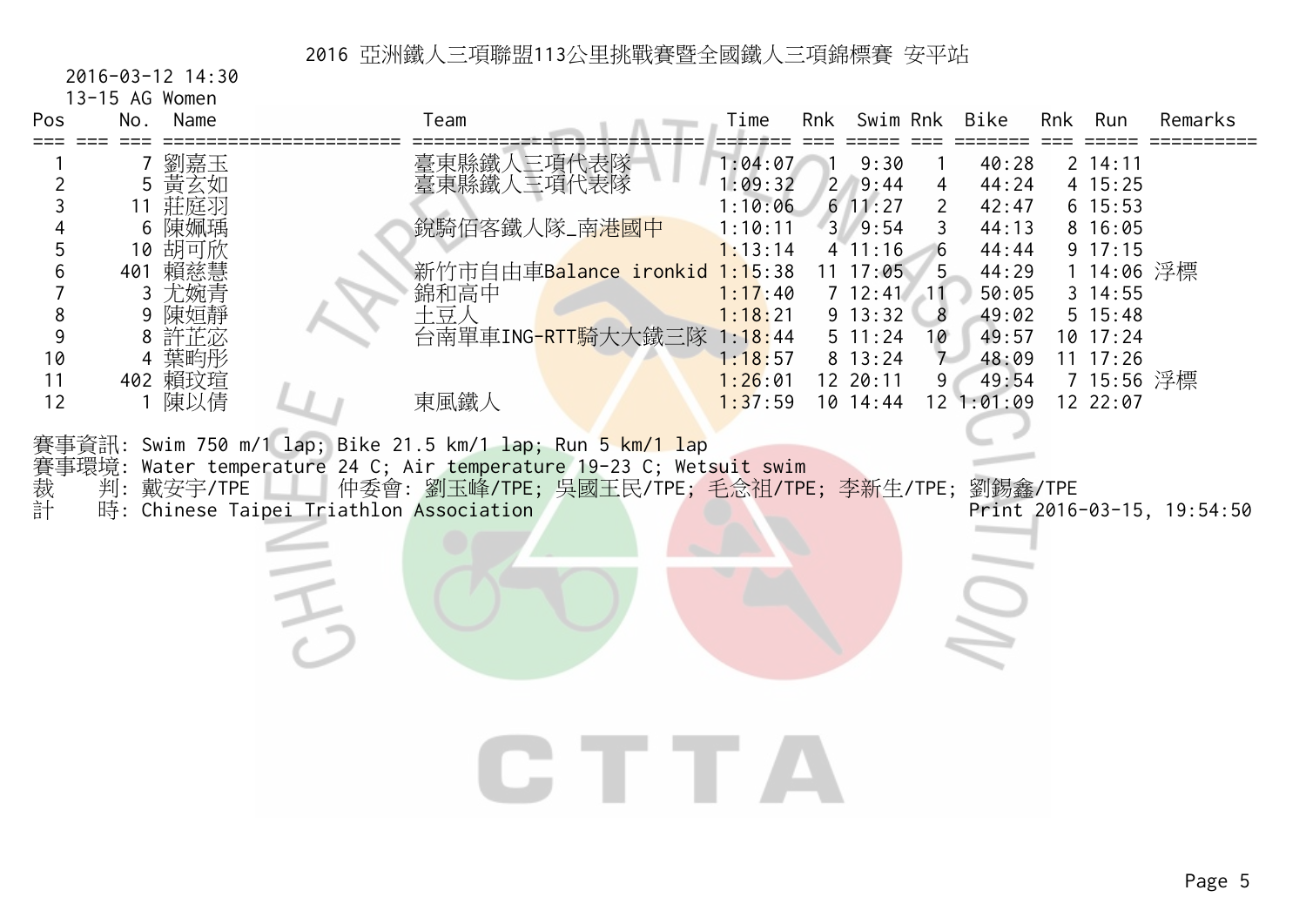# 2016 亞洲鐵人三項聯盟113公里挑戰賽暨全國鐵人三項錦標賽 安平站

2016-03-12 14:30

13-15 AG Women

| Pos | No. | Name | Team | Time | Rnk | Swim | Rnk | Bike | Rnk | Run | Remarks |
|---|---|---|---|---|---|---|---|---|---|---|---|
| 1 | 7 | 劉嘉玉 | 臺東縣鐵人三項代表隊 | 1:04:07 | 1 | 9:30 | 1 | 40:28 | 2 | 14:11 | |
| 2 | 5 | 黃玄如 | 臺東縣鐵人三項代表隊 | 1:09:32 | 2 | 9:44 | 4 | 44:24 | 4 | 15:25 | |
| 3 | 11 | 莊庭羽 | | 1:10:06 | 6 | 11:27 | 2 | 42:47 | 6 | 15:53 | |
| 4 | 6 | 陳姵瑀 | 銳騎佰客鐵人隊_南港國中 | 1:10:11 | 3 | 9:54 | 3 | 44:13 | 8 | 16:05 | |
| 5 | 10 | 胡可欣 | | 1:13:14 | 4 | 11:16 | 6 | 44:44 | 9 | 17:15 | |
| 6 | 401 | 賴慈慧 | 新竹市自由車Balance ironkid | 1:15:38 | 11 | 17:05 | 5 | 44:29 | 1 | 14:06 | 浮標 |
| 7 | 3 | 尤婉青 | 錦和高中 | 1:17:40 | 7 | 12:41 | 11 | 50:05 | 3 | 14:55 | |
| 8 | 9 | 陳姮靜 | 土豆人 | 1:18:21 | 9 | 13:32 | 8 | 49:02 | 5 | 15:48 | |
| 9 | 8 | 許芷忞 | 台南單車ING-RTT騎大大鐵三隊 | 1:18:44 | 5 | 11:24 | 10 | 49:57 | 10 | 17:24 | |
| 10 | 4 | 葉昀彤 | | 1:18:57 | 8 | 13:24 | 7 | 48:09 | 11 | 17:26 | |
| 11 | 402 | 賴玟瑄 | | 1:26:01 | 12 | 20:11 | 9 | 49:54 | 7 | 15:56 | 浮標 |
| 12 | 1 | 陳以倩 | 東風鐵人 | 1:37:59 | 10 | 14:44 | 12 | 1:01:09 | 12 | 22:07 | |

賽事資訊: Swim 750 m/1 lap; Bike 21.5 km/1 lap; Run 5 km/1 lap

賽事環境: Water temperature 24 C; Air temperature 19-23 C; Wetsuit swim

裁　判: 戴安宇/TPE　　仲委會: 劉玉峰/TPE; 吳國王民/TPE; 毛念祖/TPE; 李新生/TPE; 劉錫鑫/TPE

計　時: Chinese Taipei Triathlon Association　　Print 2016-03-15, 19:54:50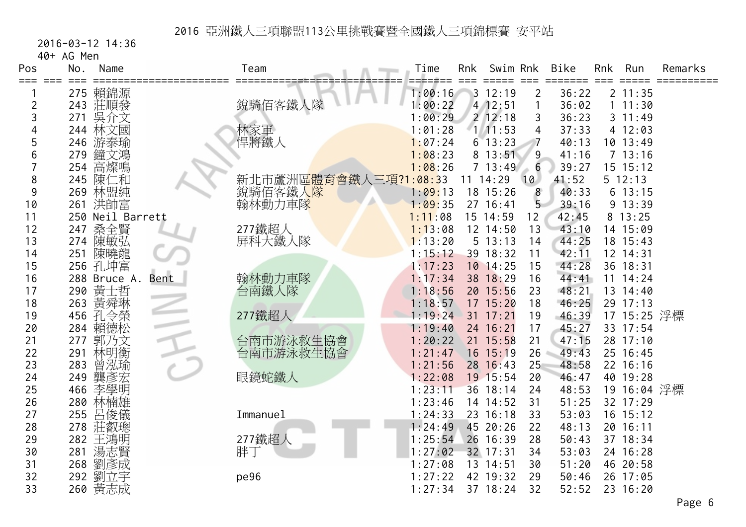# 2016 亞洲鐵人三項聯盟113公里挑戰賽暨全國鐵人三項錦標賽 安平站

2016-03-12 14:36

40+ AG Men

| Pos | No. | Name | Team | Time | Rnk | Swim | Rnk | Bike | Rnk | Run | Remarks |
|---|---|---|---|---|---|---|---|---|---|---|---|
| 1 | 275 | 賴錦源 | | 1:00:16 | 3 | 12:19 | 2 | 36:22 | 2 | 11:35 | |
| 2 | 243 | 莊順發 | 銳騎佰客鐵人隊 | 1:00:22 | 4 | 12:51 | 1 | 36:02 | 1 | 11:30 | |
| 3 | 271 | 吳介文 | | 1:00:29 | 2 | 12:18 | 3 | 36:23 | 3 | 11:49 | |
| 4 | 244 | 林文國 | 林家軍 | 1:01:28 | 1 | 11:53 | 4 | 37:33 | 4 | 12:03 | |
| 5 | 246 | 游泰瑜 | 悍將鐵人 | 1:07:24 | 6 | 13:23 | 7 | 40:13 | 10 | 13:49 | |
| 6 | 279 | 鐘文鴻 | | 1:08:23 | 8 | 13:51 | 9 | 41:16 | 7 | 13:16 | |
| 7 | 254 | 高燦鳴 | | 1:08:26 | 7 | 13:49 | 6 | 39:27 | 15 | 15:12 | |
| 8 | 245 | 陳仁和 | 新北市蘆洲區體育會鐵人三項? | 1:08:33 | 11 | 14:29 | 10 | 41:52 | 5 | 12:13 | |
| 9 | 269 | 林盟純 | 銳騎佰客鐵人隊 | 1:09:13 | 18 | 15:26 | 8 | 40:33 | 6 | 13:15 | |
| 10 | 261 | 洪帥富 | 翰林動力車隊 | 1:09:35 | 27 | 16:41 | 5 | 39:16 | 9 | 13:39 | |
| 11 | 250 | Neil Barrett | | 1:11:08 | 15 | 14:59 | 12 | 42:45 | 8 | 13:25 | |
| 12 | 247 | 桑全賢 | 277鐵超人 | 1:13:08 | 12 | 14:50 | 13 | 43:10 | 14 | 15:09 | |
| 13 | 274 | 陳敏弘 | 屏科大鐵人隊 | 1:13:20 | 5 | 13:13 | 14 | 44:25 | 18 | 15:43 | |
| 14 | 251 | 陳曉龍 | | 1:15:12 | 39 | 18:32 | 11 | 42:11 | 12 | 14:31 | |
| 15 | 256 | 孔坤富 | | 1:17:23 | 10 | 14:25 | 15 | 44:28 | 36 | 18:31 | |
| 16 | 288 | Bruce A. Bent | 翰林動力車隊 | 1:17:34 | 38 | 18:29 | 16 | 44:41 | 11 | 14:24 | |
| 17 | 290 | 黃士哲 | 台南鐵人隊 | 1:18:56 | 20 | 15:56 | 23 | 48:21 | 13 | 14:40 | |
| 18 | 263 | 黃舜琳 | | 1:18:57 | 17 | 15:20 | 18 | 46:25 | 29 | 17:13 | |
| 19 | 456 | 孔令榮 | 277鐵超人 | 1:19:24 | 31 | 17:21 | 19 | 46:39 | 17 | 15:25 | 浮標 |
| 20 | 284 | 賴德松 | | 1:19:40 | 24 | 16:21 | 17 | 45:27 | 33 | 17:54 | |
| 21 | 277 | 郭乃文 | 台南市游泳救生協會 | 1:20:22 | 21 | 15:58 | 21 | 47:15 | 28 | 17:10 | |
| 22 | 291 | 林明衡 | 台南市游泳救生協會 | 1:21:47 | 16 | 15:19 | 26 | 49:43 | 25 | 16:45 | |
| 23 | 283 | 曾泓瑜 | | 1:21:56 | 28 | 16:43 | 25 | 48:58 | 22 | 16:16 | |
| 24 | 249 | 龔彥宏 | 眼鏡蛇鐵人 | 1:22:08 | 19 | 15:54 | 20 | 46:47 | 40 | 19:28 | |
| 25 | 466 | 李學明 | | 1:23:11 | 36 | 18:14 | 24 | 48:53 | 19 | 16:04 | 浮標 |
| 26 | 280 | 林楠雄 | | 1:23:46 | 14 | 14:52 | 31 | 51:25 | 32 | 17:29 | |
| 27 | 255 | 呂俊儀 | Immanuel | 1:24:33 | 23 | 16:18 | 33 | 53:03 | 16 | 15:12 | |
| 28 | 278 | 莊叡璁 | | 1:24:49 | 45 | 20:26 | 22 | 48:13 | 20 | 16:11 | |
| 29 | 282 | 王鴻明 | 277鐵超人 | 1:25:54 | 26 | 16:39 | 28 | 50:43 | 37 | 18:34 | |
| 30 | 281 | 湯志賢 | 胖丁 | 1:27:02 | 32 | 17:31 | 34 | 53:03 | 24 | 16:28 | |
| 31 | 268 | 劉彥成 | | 1:27:08 | 13 | 14:51 | 30 | 51:20 | 46 | 20:58 | |
| 32 | 292 | 劉立宇 | pe96 | 1:27:22 | 42 | 19:32 | 29 | 50:46 | 26 | 17:05 | |
| 33 | 260 | 黃志成 | | 1:27:34 | 37 | 18:24 | 32 | 52:52 | 23 | 16:20 | |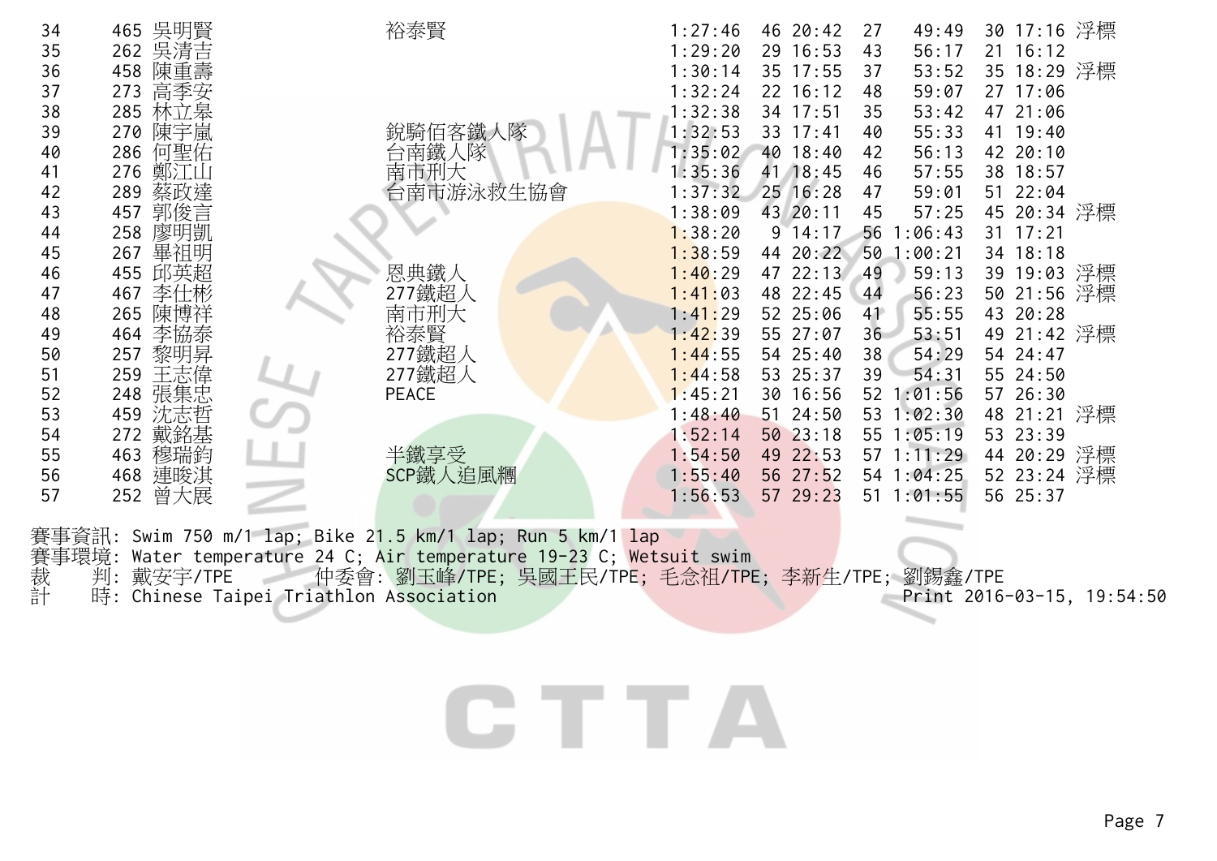| 34 | 465 | 吳明賢 | 裕泰賢 | 1:27:46 | 46 | 20:42 | 27 | 49:49 | 30 | 17:16 | 浮標 |
|---|---|---|---|---|---|---|---|---|---|---|---|
| 35 | 262 | 吳清吉 | | 1:29:20 | 29 | 16:53 | 43 | 56:17 | 21 | 16:12 | |
| 36 | 458 | 陳重壽 | | 1:30:14 | 35 | 17:55 | 37 | 53:52 | 35 | 18:29 | 浮標 |
| 37 | 273 | 高季安 | | 1:32:24 | 22 | 16:12 | 48 | 59:07 | 27 | 17:06 | |
| 38 | 285 | 林立皋 | | 1:32:38 | 34 | 17:51 | 35 | 53:42 | 47 | 21:06 | |
| 39 | 270 | 陳宇嵐 | 銳騎佰客鐵人隊 | 1:32:53 | 33 | 17:41 | 40 | 55:33 | 41 | 19:40 | |
| 40 | 286 | 何聖佑 | 台南鐵人隊 | 1:35:02 | 40 | 18:40 | 42 | 56:13 | 42 | 20:10 | |
| 41 | 276 | 鄭江山 | 南市刑大 | 1:35:36 | 41 | 18:45 | 46 | 57:55 | 38 | 18:57 | |
| 42 | 289 | 蔡政達 | 台南市游泳救生協會 | 1:37:32 | 25 | 16:28 | 47 | 59:01 | 51 | 22:04 | |
| 43 | 457 | 郭俊言 | | 1:38:09 | 43 | 20:11 | 45 | 57:25 | 45 | 20:34 | 浮標 |
| 44 | 258 | 廖明凱 | | 1:38:20 | 9 | 14:17 | 56 | 1:06:43 | 31 | 17:21 | |
| 45 | 267 | 畢祖明 | | 1:38:59 | 44 | 20:22 | 50 | 1:00:21 | 34 | 18:18 | |
| 46 | 455 | 邱英超 | 恩典鐵人 | 1:40:29 | 47 | 22:13 | 49 | 59:13 | 39 | 19:03 | 浮標 |
| 47 | 467 | 李仕彬 | 277鐵超人 | 1:41:03 | 48 | 22:45 | 44 | 56:23 | 50 | 21:56 | 浮標 |
| 48 | 265 | 陳博祥 | 南市刑大 | 1:41:29 | 52 | 25:06 | 41 | 55:55 | 43 | 20:28 | |
| 49 | 464 | 李協泰 | 裕泰賢 | 1:42:39 | 55 | 27:07 | 36 | 53:51 | 49 | 21:42 | 浮標 |
| 50 | 257 | 黎明昇 | 277鐵超人 | 1:44:55 | 54 | 25:40 | 38 | 54:29 | 54 | 24:47 | |
| 51 | 259 | 王志偉 | 277鐵超人 | 1:44:58 | 53 | 25:37 | 39 | 54:31 | 55 | 24:50 | |
| 52 | 248 | 張集忠 | PEACE | 1:45:21 | 30 | 16:56 | 52 | 1:01:56 | 57 | 26:30 | |
| 53 | 459 | 沈志哲 | | 1:48:40 | 51 | 24:50 | 53 | 1:02:30 | 48 | 21:21 | 浮標 |
| 54 | 272 | 戴銘基 | | 1:52:14 | 50 | 23:18 | 55 | 1:05:19 | 53 | 23:39 | |
| 55 | 463 | 穆瑞鈞 | 半鐵享受 | 1:54:50 | 49 | 22:53 | 57 | 1:11:29 | 44 | 20:29 | 浮標 |
| 56 | 468 | 連晙淇 | SCP鐵人追風糰 | 1:55:40 | 56 | 27:52 | 54 | 1:04:25 | 52 | 23:24 | 浮標 |
| 57 | 252 | 曾大展 | | 1:56:53 | 57 | 29:23 | 51 | 1:01:55 | 56 | 25:37 | |

賽事資訊: Swim 750 m/1 lap; Bike 21.5 km/1 lap; Run 5 km/1 lap
賽事環境: Water temperature 24 C; Air temperature 19-23 C; Wetsuit swim
裁　判: 戴安宇/TPE　　仲委會: 劉玉峰/TPE; 吳國王民/TPE; 毛念祖/TPE; 李新生/TPE; 劉錫鑫/TPE
計　時: Chinese Taipei Triathlon Association　　Print 2016-03-15, 19:54:50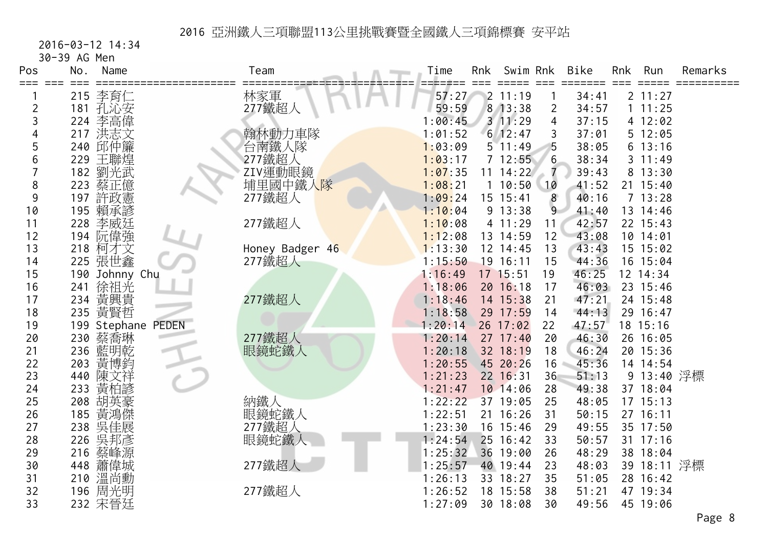# 2016 亞洲鐵人三項聯盟113公里挑戰賽暨全國鐵人三項錦標賽 安平站

2016-03-12 14:34

30-39 AG Men

| Pos | No. | Name | Team | Time | Rnk | Swim | Rnk | Bike | Rnk | Run | Remarks |
|---|---|---|---|---|---|---|---|---|---|---|---|
| 1 | 215 | 李育仁 | 林家軍 | 57:27 | 2 | 11:19 | 1 | 34:41 | 2 | 11:27 | |
| 2 | 181 | 孔沁安 | 277鐵超人 | 59:59 | 8 | 13:38 | 2 | 34:57 | 1 | 11:25 | |
| 3 | 224 | 李高偉 | | 1:00:45 | 3 | 11:29 | 4 | 37:15 | 4 | 12:02 | |
| 4 | 217 | 洪志文 | 翰林動力車隊 | 1:01:52 | 6 | 12:47 | 3 | 37:01 | 5 | 12:05 | |
| 5 | 240 | 邱仲簾 | 台南鐵人隊 | 1:03:09 | 5 | 11:49 | 5 | 38:05 | 6 | 13:16 | |
| 6 | 229 | 王聯煌 | 277鐵超人 | 1:03:17 | 7 | 12:55 | 6 | 38:34 | 3 | 11:49 | |
| 7 | 182 | 劉光武 | ZIV運動眼鏡 | 1:07:35 | 11 | 14:22 | 7 | 39:43 | 8 | 13:30 | |
| 8 | 223 | 蔡正億 | 埔里國中鐵人隊 | 1:08:21 | 1 | 10:50 | 10 | 41:52 | 21 | 15:40 | |
| 9 | 197 | 許政憲 | 277鐵超人 | 1:09:24 | 15 | 15:41 | 8 | 40:16 | 7 | 13:28 | |
| 10 | 195 | 賴承諺 | | 1:10:04 | 9 | 13:38 | 9 | 41:40 | 13 | 14:46 | |
| 11 | 228 | 李威廷 | 277鐵超人 | 1:10:08 | 4 | 11:29 | 11 | 42:57 | 22 | 15:43 | |
| 12 | 194 | 阮偉強 | | 1:12:08 | 13 | 14:59 | 12 | 43:08 | 10 | 14:01 | |
| 13 | 218 | 柯才文 | Honey Badger 46 | 1:13:30 | 12 | 14:45 | 13 | 43:43 | 15 | 15:02 | |
| 14 | 225 | 張世鑫 | 277鐵超人 | 1:15:50 | 19 | 16:11 | 15 | 44:36 | 16 | 15:04 | |
| 15 | 190 | Johnny Chu | | 1:16:49 | 17 | 15:51 | 19 | 46:25 | 12 | 14:34 | |
| 16 | 241 | 徐祖光 | | 1:18:06 | 20 | 16:18 | 17 | 46:03 | 23 | 15:46 | |
| 17 | 234 | 黃興貴 | 277鐵超人 | 1:18:46 | 14 | 15:38 | 21 | 47:21 | 24 | 15:48 | |
| 18 | 235 | 黃賢哲 | | 1:18:58 | 29 | 17:59 | 14 | 44:13 | 29 | 16:47 | |
| 19 | 199 | Stephane PEDEN | | 1:20:14 | 26 | 17:02 | 22 | 47:57 | 18 | 15:16 | |
| 20 | 230 | 蔡喬琳 | 277鐵超人 | 1:20:14 | 27 | 17:40 | 20 | 46:30 | 26 | 16:05 | |
| 21 | 236 | 藍明乾 | 眼鏡蛇鐵人 | 1:20:18 | 32 | 18:19 | 18 | 46:24 | 20 | 15:36 | |
| 22 | 203 | 黃博鈞 | | 1:20:55 | 45 | 20:26 | 16 | 45:36 | 14 | 14:54 | |
| 23 | 440 | 陳文祥 | | 1:21:23 | 22 | 16:31 | 36 | 51:13 | 9 | 13:40 | 浮標 |
| 24 | 233 | 黃柏諺 | | 1:21:47 | 10 | 14:06 | 28 | 49:38 | 37 | 18:04 | |
| 25 | 208 | 胡英豪 | 納鐵人 | 1:22:22 | 37 | 19:05 | 25 | 48:05 | 17 | 15:13 | |
| 26 | 185 | 黃鴻傑 | 眼鏡蛇鐵人 | 1:22:51 | 21 | 16:26 | 31 | 50:15 | 27 | 16:11 | |
| 27 | 238 | 吳佳展 | 277鐵超人 | 1:23:30 | 16 | 15:46 | 29 | 49:55 | 35 | 17:50 | |
| 28 | 226 | 吳邦彥 | 眼鏡蛇鐵人 | 1:24:54 | 25 | 16:42 | 33 | 50:57 | 31 | 17:16 | |
| 29 | 216 | 蔡峰源 | | 1:25:32 | 36 | 19:00 | 26 | 48:29 | 38 | 18:04 | |
| 30 | 448 | 蕭偉城 | 277鐵超人 | 1:25:57 | 40 | 19:44 | 23 | 48:03 | 39 | 18:11 | 浮標 |
| 31 | 210 | 溫尚勳 | | 1:26:13 | 33 | 18:27 | 35 | 51:05 | 28 | 16:42 | |
| 32 | 196 | 周光明 | 277鐵超人 | 1:26:52 | 18 | 15:58 | 38 | 51:21 | 47 | 19:34 | |
| 33 | 232 | 宋晉廷 | | 1:27:09 | 30 | 18:08 | 30 | 49:56 | 45 | 19:06 | |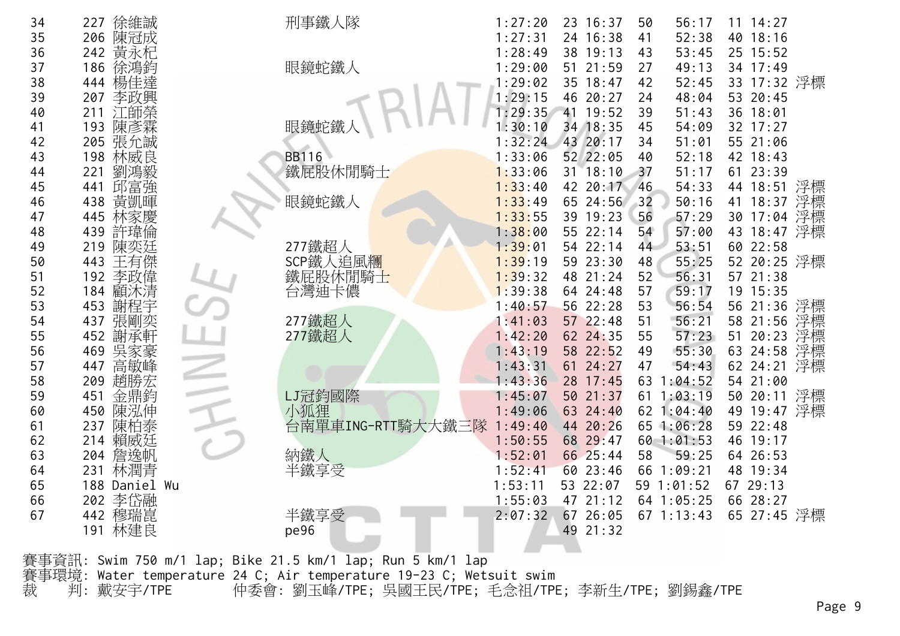| | | | | | | | | | | | |
|---|---|---|---|---|---|---|---|---|---|---|---|
| 34 | 227 | 徐維誠 | 刑事鐵人隊 | 1:27:20 | 23 | 16:37 | 50 | 56:17 | 11 | 14:27 | |
| 35 | 206 | 陳冠成 | | 1:27:31 | 24 | 16:38 | 41 | 52:38 | 40 | 18:16 | |
| 36 | 242 | 黃永杞 | | 1:28:49 | 38 | 19:13 | 43 | 53:45 | 25 | 15:52 | |
| 37 | 186 | 徐鴻鈞 | 眼鏡蛇鐵人 | 1:29:00 | 51 | 21:59 | 27 | 49:13 | 34 | 17:49 | |
| 38 | 444 | 楊佳達 | | 1:29:02 | 35 | 18:47 | 42 | 52:45 | 33 | 17:32 | 浮標 |
| 39 | 207 | 李政興 | | 1:29:15 | 46 | 20:27 | 24 | 48:04 | 53 | 20:45 | |
| 40 | 211 | 江師榮 | | 1:29:35 | 41 | 19:52 | 39 | 51:43 | 36 | 18:01 | |
| 41 | 193 | 陳彥霖 | 眼鏡蛇鐵人 | 1:30:10 | 34 | 18:35 | 45 | 54:09 | 32 | 17:27 | |
| 42 | 205 | 張允誠 | | 1:32:24 | 43 | 20:17 | 34 | 51:01 | 55 | 21:06 | |
| 43 | 198 | 林威良 | BB116 | 1:33:06 | 52 | 22:05 | 40 | 52:18 | 42 | 18:43 | |
| 44 | 221 | 劉鴻毅 | 鐵屁股休閒騎士 | 1:33:06 | 31 | 18:10 | 37 | 51:17 | 61 | 23:39 | |
| 45 | 441 | 邱富強 | | 1:33:40 | 42 | 20:17 | 46 | 54:33 | 44 | 18:51 | 浮標 |
| 46 | 438 | 黃凱暉 | 眼鏡蛇鐵人 | 1:33:49 | 65 | 24:56 | 32 | 50:16 | 41 | 18:37 | 浮標 |
| 47 | 445 | 林家慶 | | 1:33:55 | 39 | 19:23 | 56 | 57:29 | 30 | 17:04 | 浮標 |
| 48 | 439 | 許瑋倫 | | 1:38:00 | 55 | 22:14 | 54 | 57:00 | 43 | 18:47 | 浮標 |
| 49 | 219 | 陳奕廷 | 277鐵超人 | 1:39:01 | 54 | 22:14 | 44 | 53:51 | 60 | 22:58 | |
| 50 | 443 | 王有傑 | SCP鐵人追風糰 | 1:39:19 | 59 | 23:30 | 48 | 55:25 | 52 | 20:25 | 浮標 |
| 51 | 192 | 李政偉 | 鐵屁股休閒騎士 | 1:39:32 | 48 | 21:24 | 52 | 56:31 | 57 | 21:38 | |
| 52 | 184 | 顧沐清 | 台灣迪卡儂 | 1:39:38 | 64 | 24:48 | 57 | 59:17 | 19 | 15:35 | |
| 53 | 453 | 謝程宇 | | 1:40:57 | 56 | 22:28 | 53 | 56:54 | 56 | 21:36 | 浮標 |
| 54 | 437 | 張剛奕 | 277鐵超人 | 1:41:03 | 57 | 22:48 | 51 | 56:21 | 58 | 21:56 | 浮標 |
| 55 | 452 | 謝承軒 | 277鐵超人 | 1:42:20 | 62 | 24:35 | 55 | 57:23 | 51 | 20:23 | 浮標 |
| 56 | 469 | 吳家豪 | | 1:43:19 | 58 | 22:52 | 49 | 55:30 | 63 | 24:58 | 浮標 |
| 57 | 447 | 高敏峰 | | 1:43:31 | 61 | 24:27 | 47 | 54:43 | 62 | 24:21 | 浮標 |
| 58 | 209 | 趙勝宏 | | 1:43:36 | 28 | 17:45 | 63 | 1:04:52 | 54 | 21:00 | |
| 59 | 451 | 金鼎鈞 | LJ冠鈞國際 | 1:45:07 | 50 | 21:37 | 61 | 1:03:19 | 50 | 20:11 | 浮標 |
| 60 | 450 | 陳泓伸 | 小狐狸 | 1:49:06 | 63 | 24:40 | 62 | 1:04:40 | 49 | 19:47 | 浮標 |
| 61 | 237 | 陳柏泰 | 台南單車ING-RTT騎大大鐵三隊 | 1:49:40 | 44 | 20:26 | 65 | 1:06:28 | 59 | 22:48 | |
| 62 | 214 | 賴威廷 | | 1:50:55 | 68 | 29:47 | 60 | 1:01:53 | 46 | 19:17 | |
| 63 | 204 | 詹逸帆 | 納鐵人 | 1:52:01 | 66 | 25:44 | 58 | 59:25 | 64 | 26:53 | |
| 64 | 231 | 林潤青 | 半鐵享受 | 1:52:41 | 60 | 23:46 | 66 | 1:09:21 | 48 | 19:34 | |
| 65 | 188 | Daniel Wu | | 1:53:11 | 53 | 22:07 | 59 | 1:01:52 | 67 | 29:13 | |
| 66 | 202 | 李岱融 | | 1:55:03 | 47 | 21:12 | 64 | 1:05:25 | 66 | 28:27 | |
| 67 | 442 | 穆瑞崑 | 半鐵享受 | 2:07:32 | 67 | 26:05 | 67 | 1:13:43 | 65 | 27:45 | 浮標 |
| | 191 | 林建良 | pe96 | | 49 | 21:32 | | | | | |

賽事資訊: Swim 750 m/1 lap; Bike 21.5 km/1 lap; Run 5 km/1 lap
賽事環境: Water temperature 24 C; Air temperature 19-23 C; Wetsuit swim
裁　　判: 戴安宇/TPE　　　　仲委會: 劉玉峰/TPE; 吳國王民/TPE; 毛念祖/TPE; 李新生/TPE; 劉錫鑫/TPE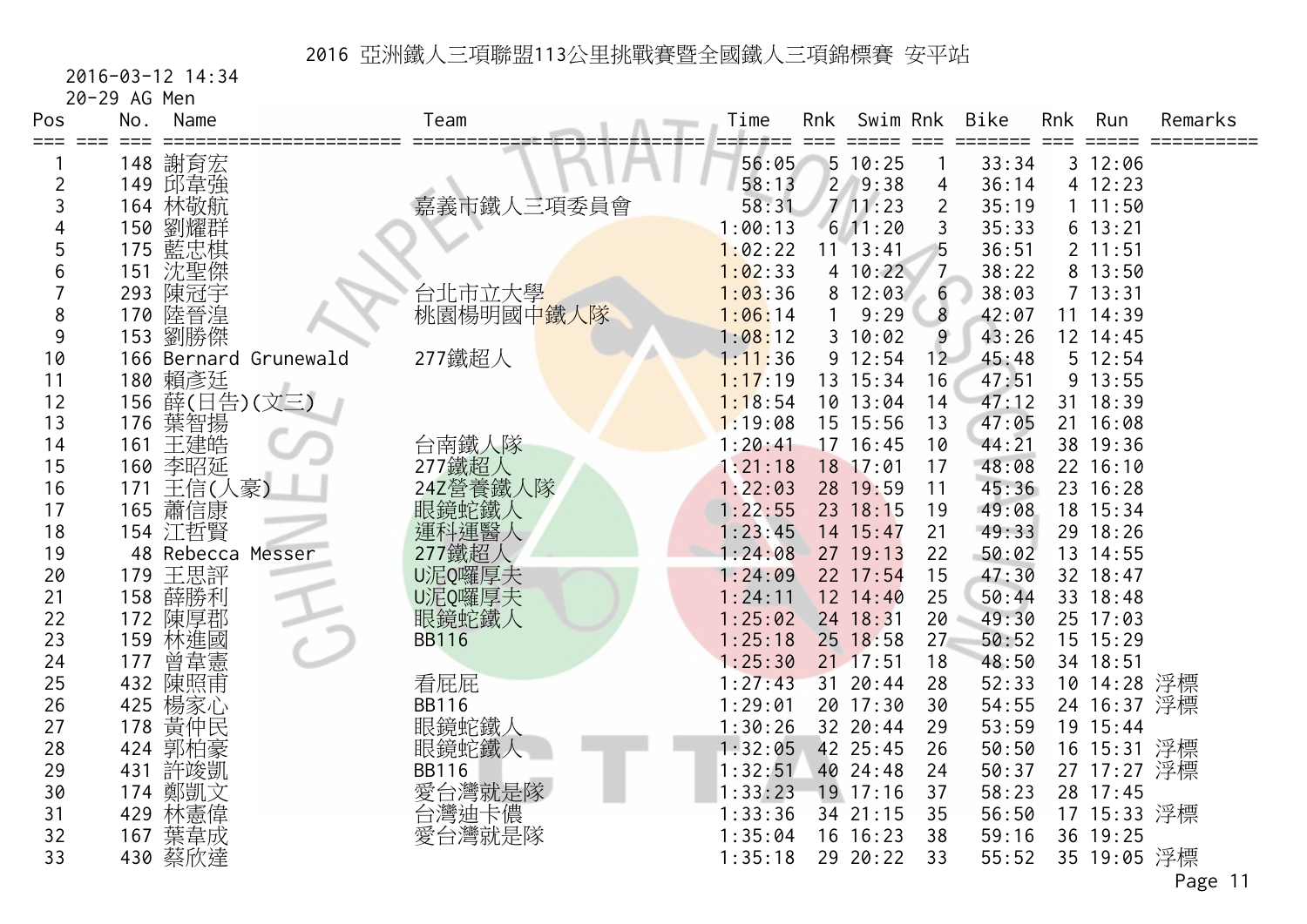# 2016 亞洲鐵人三項聯盟113公里挑戰賽暨全國鐵人三項錦標賽 安平站

2016-03-12 14:34

20-29 AG Men

| Pos | No. | Name | Team | Time | Rnk | Swim | Rnk | Bike | Rnk | Run | Remarks |
|---|---|---|---|---|---|---|---|---|---|---|---|
| 1 | 148 | 謝育宏 | | 56:05 | 5 | 10:25 | 1 | 33:34 | 3 | 12:06 | |
| 2 | 149 | 邱韋強 | | 58:13 | 2 | 9:38 | 4 | 36:14 | 4 | 12:23 | |
| 3 | 164 | 林敬航 | 嘉義市鐵人三項委員會 | 58:31 | 7 | 11:23 | 2 | 35:19 | 1 | 11:50 | |
| 4 | 150 | 劉耀群 | | 1:00:13 | 6 | 11:20 | 3 | 35:33 | 6 | 13:21 | |
| 5 | 175 | 藍忠棋 | | 1:02:22 | 11 | 13:41 | 5 | 36:51 | 2 | 11:51 | |
| 6 | 151 | 沈聖傑 | | 1:02:33 | 4 | 10:22 | 7 | 38:22 | 8 | 13:50 | |
| 7 | 293 | 陳冠宇 | 台北市立大學 | 1:03:36 | 8 | 12:03 | 6 | 38:03 | 7 | 13:31 | |
| 8 | 170 | 陸晉湟 | 桃園楊明國中鐵人隊 | 1:06:14 | 1 | 9:29 | 8 | 42:07 | 11 | 14:39 | |
| 9 | 153 | 劉勝傑 | | 1:08:12 | 3 | 10:02 | 9 | 43:26 | 12 | 14:45 | |
| 10 | 166 | Bernard Grunewald | 277鐵超人 | 1:11:36 | 9 | 12:54 | 12 | 45:48 | 5 | 12:54 | |
| 11 | 180 | 賴彥廷 | | 1:17:19 | 13 | 15:34 | 16 | 47:51 | 9 | 13:55 | |
| 12 | 156 | 薛(日告)(文三) | | 1:18:54 | 10 | 13:04 | 14 | 47:12 | 31 | 18:39 | |
| 13 | 176 | 葉智揚 | | 1:19:08 | 15 | 15:56 | 13 | 47:05 | 21 | 16:08 | |
| 14 | 161 | 王建皓 | 台南鐵人隊 | 1:20:41 | 17 | 16:45 | 10 | 44:21 | 38 | 19:36 | |
| 15 | 160 | 李昭延 | 277鐵超人 | 1:21:18 | 18 | 17:01 | 17 | 48:08 | 22 | 16:10 | |
| 16 | 171 | 王信(人豪) | 24Z營養鐵人隊 | 1:22:03 | 28 | 19:59 | 11 | 45:36 | 23 | 16:28 | |
| 17 | 165 | 蕭信康 | 眼鏡蛇鐵人 | 1:22:55 | 23 | 18:15 | 19 | 49:08 | 18 | 15:34 | |
| 18 | 154 | 江哲賢 | 運科運醫人 | 1:23:45 | 14 | 15:47 | 21 | 49:33 | 29 | 18:26 | |
| 19 | 48 | Rebecca Messer | 277鐵超人 | 1:24:08 | 27 | 19:13 | 22 | 50:02 | 13 | 14:55 | |
| 20 | 179 | 王思評 | U泥Q囉厚夫 | 1:24:09 | 22 | 17:54 | 15 | 47:30 | 32 | 18:47 | |
| 21 | 158 | 薛勝利 | U泥Q囉厚夫 | 1:24:11 | 12 | 14:40 | 25 | 50:44 | 33 | 18:48 | |
| 22 | 172 | 陳厚郡 | 眼鏡蛇鐵人 | 1:25:02 | 24 | 18:31 | 20 | 49:30 | 25 | 17:03 | |
| 23 | 159 | 林進國 | BB116 | 1:25:18 | 25 | 18:58 | 27 | 50:52 | 15 | 15:29 | |
| 24 | 177 | 曾韋憲 | | 1:25:30 | 21 | 17:51 | 18 | 48:50 | 34 | 18:51 | |
| 25 | 432 | 陳照甫 | 看屁屁 | 1:27:43 | 31 | 20:44 | 28 | 52:33 | 10 | 14:28 | 浮標 |
| 26 | 425 | 楊家心 | BB116 | 1:29:01 | 20 | 17:30 | 30 | 54:55 | 24 | 16:37 | 浮標 |
| 27 | 178 | 黃仲民 | 眼鏡蛇鐵人 | 1:30:26 | 32 | 20:44 | 29 | 53:59 | 19 | 15:44 | |
| 28 | 424 | 郭柏豪 | 眼鏡蛇鐵人 | 1:32:05 | 42 | 25:45 | 26 | 50:50 | 16 | 15:31 | 浮標 |
| 29 | 431 | 許竣凱 | BB116 | 1:32:51 | 40 | 24:48 | 24 | 50:37 | 27 | 17:27 | 浮標 |
| 30 | 174 | 鄭凱文 | 愛台灣就是隊 | 1:33:23 | 19 | 17:16 | 37 | 58:23 | 28 | 17:45 | |
| 31 | 429 | 林憲偉 | 台灣迪卡儂 | 1:33:36 | 34 | 21:15 | 35 | 56:50 | 17 | 15:33 | 浮標 |
| 32 | 167 | 葉韋成 | 愛台灣就是隊 | 1:35:04 | 16 | 16:23 | 38 | 59:16 | 36 | 19:25 | |
| 33 | 430 | 蔡欣達 | | 1:35:18 | 29 | 20:22 | 33 | 55:52 | 35 | 19:05 | 浮標 |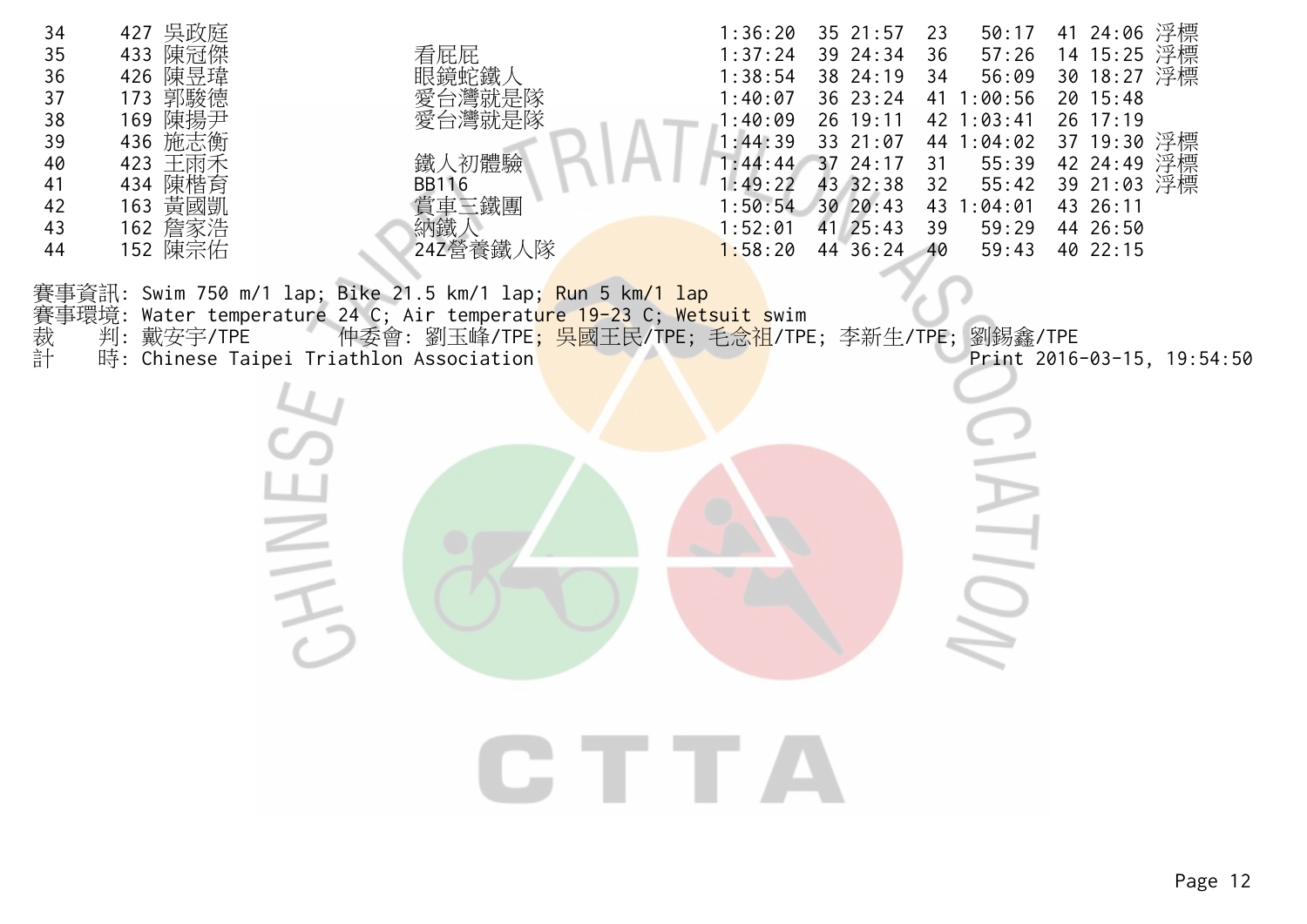| | | | | | | | | | | | |
|---|---|---|---|---|---|---|---|---|---|---|---|
| 34 | 427 | 吳政庭 | | 1:36:20 | 35 | 21:57 | 23 | 50:17 | 41 | 24:06 | 浮標 |
| 35 | 433 | 陳冠傑 | 看屁屁 | 1:37:24 | 39 | 24:34 | 36 | 57:26 | 14 | 15:25 | 浮標 |
| 36 | 426 | 陳昱瑋 | 眼鏡蛇鐵人 | 1:38:54 | 38 | 24:19 | 34 | 56:09 | 30 | 18:27 | 浮標 |
| 37 | 173 | 郭駿德 | 愛台灣就是隊 | 1:40:07 | 36 | 23:24 | 41 | 1:00:56 | 20 | 15:48 | |
| 38 | 169 | 陳揚尹 | 愛台灣就是隊 | 1:40:09 | 26 | 19:11 | 42 | 1:03:41 | 26 | 17:19 | |
| 39 | 436 | 施志衡 | | 1:44:39 | 33 | 21:07 | 44 | 1:04:02 | 37 | 19:30 | 浮標 |
| 40 | 423 | 王雨禾 | 鐵人初體驗 | 1:44:44 | 37 | 24:17 | 31 | 55:39 | 42 | 24:49 | 浮標 |
| 41 | 434 | 陳楷育 | BB116 | 1:49:22 | 43 | 32:38 | 32 | 55:42 | 39 | 21:03 | 浮標 |
| 42 | 163 | 黃國凱 | 賞車三鐵團 | 1:50:54 | 30 | 20:43 | 43 | 1:04:01 | 43 | 26:11 | |
| 43 | 162 | 詹家浩 | 納鐵人 | 1:52:01 | 41 | 25:43 | 39 | 59:29 | 44 | 26:50 | |
| 44 | 152 | 陳宗佑 | 24Z營養鐵人隊 | 1:58:20 | 44 | 36:24 | 40 | 59:43 | 40 | 22:15 | |

賽事資訊: Swim 750 m/1 lap; Bike 21.5 km/1 lap; Run 5 km/1 lap
賽事環境: Water temperature 24 C; Air temperature 19-23 C; Wetsuit swim
裁　　判: 戴安宇/TPE　　　仲委會: 劉玉峰/TPE; 吳國王民/TPE; 毛念祖/TPE; 李新生/TPE; 劉錫鑫/TPE
計　　時: Chinese Taipei Triathlon Association　　　Print 2016-03-15, 19:54:50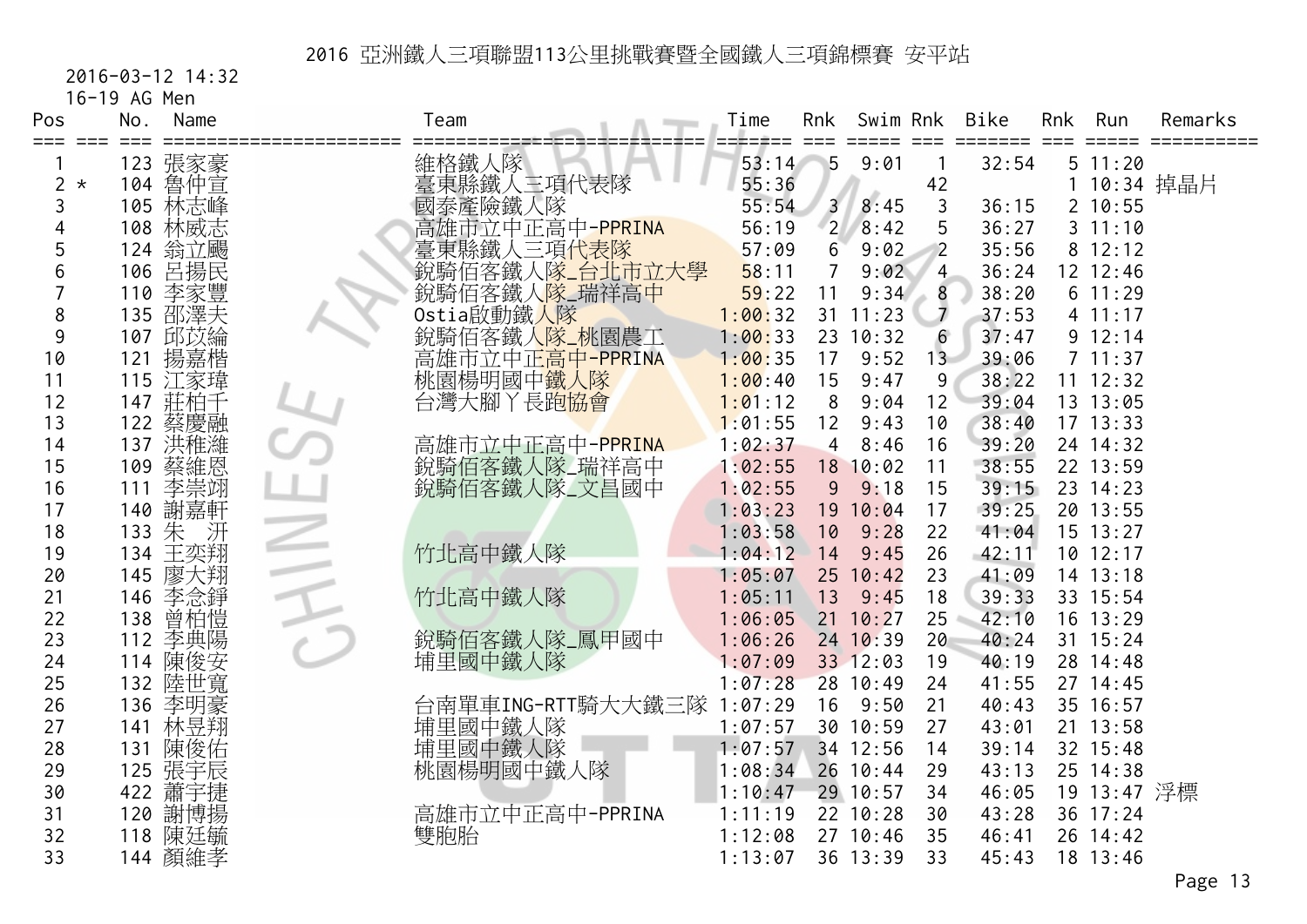# 2016 亞洲鐵人三項聯盟113公里挑戰賽暨全國鐵人三項錦標賽 安平站

2016-03-12 14:32

16-19 AG Men

| Pos | | No. | Name | Team | Time | Rnk | Swim | Rnk | Bike | Rnk | Run | Remarks |
|---|---|---|---|---|---|---|---|---|---|---|---|---|
| 1 | | 123 | 張家豪 | 維格鐵人隊 | 53:14 | 5 | 9:01 | 1 | 32:54 | 5 | 11:20 | |
| 2 | * | 104 | 魯仲宣 | 臺東縣鐵人三項代表隊 | 55:36 | | | 42 | | 1 | 10:34 | 掉晶片 |
| 3 | | 105 | 林志峰 | 國泰產險鐵人隊 | 55:54 | 3 | 8:45 | 3 | 36:15 | 2 | 10:55 | |
| 4 | | 108 | 林威志 | 高雄市立中正高中-PPRINA | 56:19 | 2 | 8:42 | 5 | 36:27 | 3 | 11:10 | |
| 5 | | 124 | 翁立颺 | 臺東縣鐵人三項代表隊 | 57:09 | 6 | 9:02 | 2 | 35:56 | 8 | 12:12 | |
| 6 | | 106 | 呂揚民 | 銳騎佰客鐵人隊_台北市立大學 | 58:11 | 7 | 9:02 | 4 | 36:24 | 12 | 12:46 | |
| 7 | | 110 | 李家豐 | 銳騎佰客鐵人隊_瑞祥高中 | 59:22 | 11 | 9:34 | 8 | 38:20 | 6 | 11:29 | |
| 8 | | 135 | 邵澤夫 | Ostia啟動鐵人隊 | 1:00:32 | 31 | 11:23 | 7 | 37:53 | 4 | 11:17 | |
| 9 | | 107 | 邱苡綸 | 銳騎佰客鐵人隊_桃園農工 | 1:00:33 | 23 | 10:32 | 6 | 37:47 | 9 | 12:14 | |
| 10 | | 121 | 揚嘉楷 | 高雄市立中正高中-PPRINA | 1:00:35 | 17 | 9:52 | 13 | 39:06 | 7 | 11:37 | |
| 11 | | 115 | 江家瑋 | 桃園楊明國中鐵人隊 | 1:00:40 | 15 | 9:47 | 9 | 38:22 | 11 | 12:32 | |
| 12 | | 147 | 莊柏千 | 台灣大腳丫長跑協會 | 1:01:12 | 8 | 9:04 | 12 | 39:04 | 13 | 13:05 | |
| 13 | | 122 | 蔡慶融 | | 1:01:55 | 12 | 9:43 | 10 | 38:40 | 17 | 13:33 | |
| 14 | | 137 | 洪稚濰 | 高雄市立中正高中-PPRINA | 1:02:37 | 4 | 8:46 | 16 | 39:20 | 24 | 14:32 | |
| 15 | | 109 | 蔡維恩 | 銳騎佰客鐵人隊_瑞祥高中 | 1:02:55 | 18 | 10:02 | 11 | 38:55 | 22 | 13:59 | |
| 16 | | 111 | 李崇翊 | 銳騎佰客鐵人隊_文昌國中 | 1:02:55 | 9 | 9:18 | 15 | 39:15 | 23 | 14:23 | |
| 17 | | 140 | 謝嘉軒 | | 1:03:23 | 19 | 10:04 | 17 | 39:25 | 20 | 13:55 | |
| 18 | | 133 | 朱　汧 | | 1:03:58 | 10 | 9:28 | 22 | 41:04 | 15 | 13:27 | |
| 19 | | 134 | 王奕翔 | 竹北高中鐵人隊 | 1:04:12 | 14 | 9:45 | 26 | 42:11 | 10 | 12:17 | |
| 20 | | 145 | 廖大翔 | | 1:05:07 | 25 | 10:42 | 23 | 41:09 | 14 | 13:18 | |
| 21 | | 146 | 李念錚 | 竹北高中鐵人隊 | 1:05:11 | 13 | 9:45 | 18 | 39:33 | 33 | 15:54 | |
| 22 | | 138 | 曾柏愷 | | 1:06:05 | 21 | 10:27 | 25 | 42:10 | 16 | 13:29 | |
| 23 | | 112 | 李典陽 | 銳騎佰客鐵人隊_鳳甲國中 | 1:06:26 | 24 | 10:39 | 20 | 40:24 | 31 | 15:24 | |
| 24 | | 114 | 陳俊安 | 埔里國中鐵人隊 | 1:07:09 | 33 | 12:03 | 19 | 40:19 | 28 | 14:48 | |
| 25 | | 132 | 陸世寬 | | 1:07:28 | 28 | 10:49 | 24 | 41:55 | 27 | 14:45 | |
| 26 | | 136 | 李明豪 | 台南單車ING-RTT騎大大鐵三隊 | 1:07:29 | 16 | 9:50 | 21 | 40:43 | 35 | 16:57 | |
| 27 | | 141 | 林昱翔 | 埔里國中鐵人隊 | 1:07:57 | 30 | 10:59 | 27 | 43:01 | 21 | 13:58 | |
| 28 | | 131 | 陳俊佑 | 埔里國中鐵人隊 | 1:07:57 | 34 | 12:56 | 14 | 39:14 | 32 | 15:48 | |
| 29 | | 125 | 張宇宸 | 桃園楊明國中鐵人隊 | 1:08:34 | 26 | 10:44 | 29 | 43:13 | 25 | 14:38 | |
| 30 | | 422 | 蕭宇捷 | | 1:10:47 | 29 | 10:57 | 34 | 46:05 | 19 | 13:47 | 浮標 |
| 31 | | 120 | 謝博揚 | 高雄市立中正高中-PPRINA | 1:11:19 | 22 | 10:28 | 30 | 43:28 | 36 | 17:24 | |
| 32 | | 118 | 陳廷毓 | 雙胞胎 | 1:12:08 | 27 | 10:46 | 35 | 46:41 | 26 | 14:42 | |
| 33 | | 144 | 顏維孝 | | 1:13:07 | 36 | 13:39 | 33 | 45:43 | 18 | 13:46 | |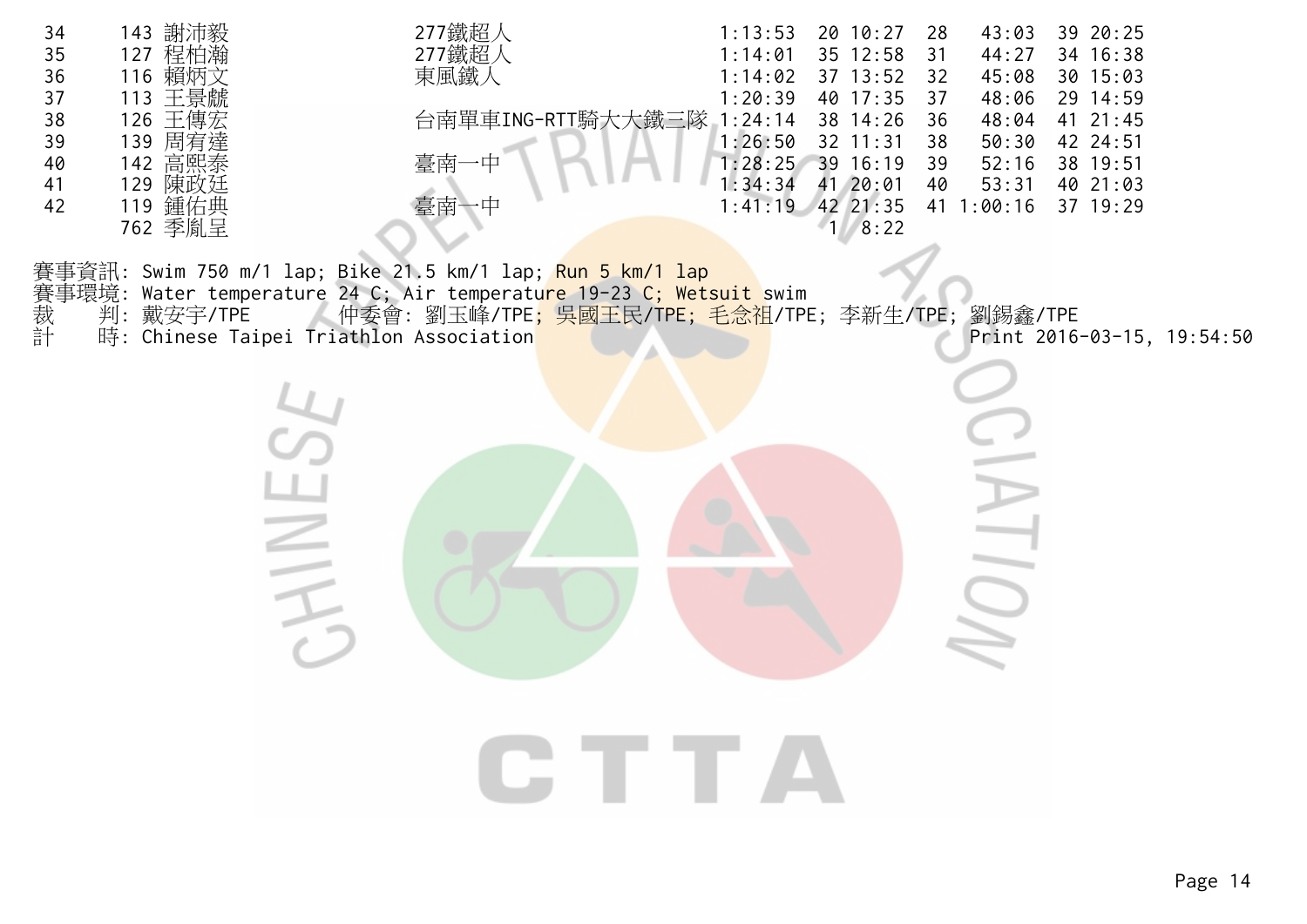| | | | | | | | | | | |
|---|---|---|---|---|---|---|---|---|---|---|
| 34 | 143 | 謝沛毅 | 277鐵超人 | 1:13:53 | 20 | 10:27 | 28 | 43:03 | 39 | 20:25 |
| 35 | 127 | 程柏瀚 | 277鐵超人 | 1:14:01 | 35 | 12:58 | 31 | 44:27 | 34 | 16:38 |
| 36 | 116 | 賴炳文 | 東風鐵人 | 1:14:02 | 37 | 13:52 | 32 | 45:08 | 30 | 15:03 |
| 37 | 113 | 王景龣 | | 1:20:39 | 40 | 17:35 | 37 | 48:06 | 29 | 14:59 |
| 38 | 126 | 王傳宏 | 台南單車ING-RTT騎大大鐵三隊 | 1:24:14 | 38 | 14:26 | 36 | 48:04 | 41 | 21:45 |
| 39 | 139 | 周宥達 | | 1:26:50 | 32 | 11:31 | 38 | 50:30 | 42 | 24:51 |
| 40 | 142 | 高熙泰 | 臺南一中 | 1:28:25 | 39 | 16:19 | 39 | 52:16 | 38 | 19:51 |
| 41 | 129 | 陳政廷 | | 1:34:34 | 41 | 20:01 | 40 | 53:31 | 40 | 21:03 |
| 42 | 119 | 鍾佑典 | 臺南一中 | 1:41:19 | 42 | 21:35 | 41 | 1:00:16 | 37 | 19:29 |
| | 762 | 季胤呈 | | | 1 | 8:22 | | | | |

賽事資訊: Swim 750 m/1 lap; Bike 21.5 km/1 lap; Run 5 km/1 lap
賽事環境: Water temperature 24 C; Air temperature 19-23 C; Wetsuit swim
裁　判: 戴安宇/TPE　　仲委會: 劉玉峰/TPE; 吳國王民/TPE; 毛念祖/TPE; 李新生/TPE; 劉錫鑫/TPE
計　時: Chinese Taipei Triathlon Association　　Print 2016-03-15, 19:54:50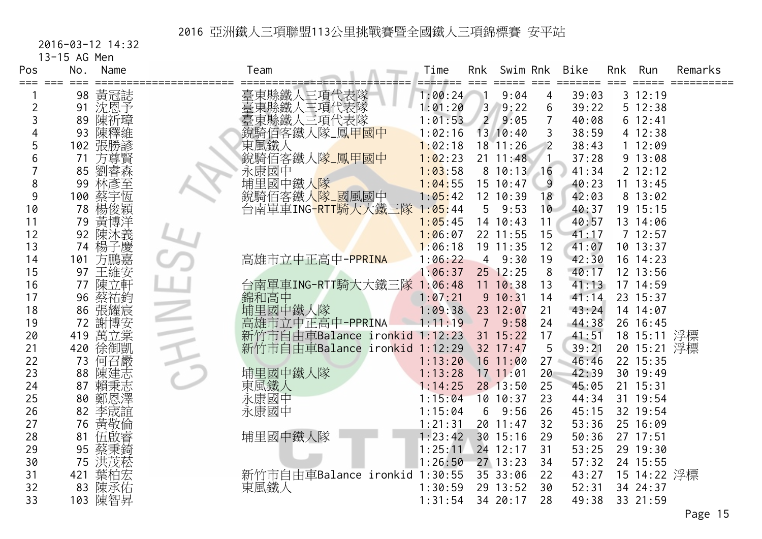# 2016 亞洲鐵人三項聯盟113公里挑戰賽暨全國鐵人三項錦標賽 安平站

2016-03-12 14:32

13-15 AG Men

| Pos | No. | Name | Team | Time | Rnk | Swim | Rnk | Bike | Rnk | Run | Remarks |
|---|---|---|---|---|---|---|---|---|---|---|---|
| 1 | 98 | 黃冠誌 | 臺東縣鐵人三項代表隊 | 1:00:24 | 1 | 9:04 | 4 | 39:03 | 3 | 12:19 | |
| 2 | 91 | 沈恩予 | 臺東縣鐵人三項代表隊 | 1:01:20 | 3 | 9:22 | 6 | 39:22 | 5 | 12:38 | |
| 3 | 89 | 陳祈璋 | 臺東縣鐵人三項代表隊 | 1:01:53 | 2 | 9:05 | 7 | 40:08 | 6 | 12:41 | |
| 4 | 93 | 陳釋維 | 銳騎佰客鐵人隊_鳳甲國中 | 1:02:16 | 13 | 10:40 | 3 | 38:59 | 4 | 12:38 | |
| 5 | 102 | 張勝諺 | 東風鐵人 | 1:02:18 | 18 | 11:26 | 2 | 38:43 | 1 | 12:09 | |
| 6 | 71 | 方尊賢 | 銳騎佰客鐵人隊_鳳甲國中 | 1:02:23 | 21 | 11:48 | 1 | 37:28 | 9 | 13:08 | |
| 7 | 85 | 劉睿森 | 永康國中 | 1:03:58 | 8 | 10:13 | 16 | 41:34 | 2 | 12:12 | |
| 8 | 99 | 林彥至 | 埔里國中鐵人隊 | 1:04:55 | 15 | 10:47 | 9 | 40:23 | 11 | 13:45 | |
| 9 | 100 | 蔡宇恆 | 銳騎佰客鐵人隊_國風國中 | 1:05:42 | 12 | 10:39 | 18 | 42:03 | 8 | 13:02 | |
| 10 | 78 | 楊俊穎 | 台南單車ING-RTT騎大大鐵三隊 | 1:05:44 | 5 | 9:53 | 10 | 40:37 | 19 | 15:15 | |
| 11 | 79 | 黃博洋 | | 1:05:45 | 14 | 10:43 | 11 | 40:57 | 13 | 14:06 | |
| 12 | 92 | 陳沐義 | | 1:06:07 | 22 | 11:55 | 15 | 41:17 | 7 | 12:57 | |
| 13 | 74 | 楊子慶 | | 1:06:18 | 19 | 11:35 | 12 | 41:07 | 10 | 13:37 | |
| 14 | 101 | 方鵬嘉 | 高雄市立中正高中-PPRINA | 1:06:22 | 4 | 9:30 | 19 | 42:30 | 16 | 14:23 | |
| 15 | 97 | 王維安 | | 1:06:37 | 25 | 12:25 | 8 | 40:17 | 12 | 13:56 | |
| 16 | 77 | 陳立軒 | 台南單車ING-RTT騎大大鐵三隊 | 1:06:48 | 11 | 10:38 | 13 | 41:13 | 17 | 14:59 | |
| 17 | 96 | 蔡祐鈞 | 錦和高中 | 1:07:21 | 9 | 10:31 | 14 | 41:14 | 23 | 15:37 | |
| 18 | 86 | 張耀宸 | 埔里國中鐵人隊 | 1:09:38 | 23 | 12:07 | 21 | 43:24 | 14 | 14:07 | |
| 19 | 72 | 謝博安 | 高雄市立中正高中-PPRINA | 1:11:19 | 7 | 9:58 | 24 | 44:38 | 26 | 16:45 | |
| 20 | 419 | 萬立棠 | 新竹市自由車Balance ironkid | 1:12:23 | 31 | 15:22 | 17 | 41:51 | 18 | 15:11 | 浮標 |
| 21 | 420 | 徐御凱 | 新竹市自由車Balance ironkid | 1:12:29 | 32 | 17:47 | 5 | 39:21 | 20 | 15:21 | 浮標 |
| 22 | 73 | 何召嚴 | | 1:13:20 | 16 | 11:00 | 27 | 46:46 | 22 | 15:35 | |
| 23 | 88 | 陳建志 | 埔里國中鐵人隊 | 1:13:28 | 17 | 11:01 | 20 | 42:39 | 30 | 19:49 | |
| 24 | 87 | 賴秉志 | 東風鐵人 | 1:14:25 | 28 | 13:50 | 25 | 45:05 | 21 | 15:31 | |
| 25 | 80 | 鄭恩澤 | 永康國中 | 1:15:04 | 10 | 10:37 | 23 | 44:34 | 31 | 19:54 | |
| 26 | 82 | 李宬誼 | 永康國中 | 1:15:04 | 6 | 9:56 | 26 | 45:15 | 32 | 19:54 | |
| 27 | 76 | 黃敬倫 | | 1:21:31 | 20 | 11:47 | 32 | 53:36 | 25 | 16:09 | |
| 28 | 81 | 伍啟睿 | 埔里國中鐵人隊 | 1:23:42 | 30 | 15:16 | 29 | 50:36 | 27 | 17:51 | |
| 29 | 95 | 蔡秉錡 | | 1:25:11 | 24 | 12:17 | 31 | 53:25 | 29 | 19:30 | |
| 30 | 75 | 洪茂菘 | | 1:26:50 | 27 | 13:23 | 34 | 57:32 | 24 | 15:55 | |
| 31 | 421 | 葉柏宏 | 新竹市自由車Balance ironkid | 1:30:55 | 35 | 33:06 | 22 | 43:27 | 15 | 14:22 | 浮標 |
| 32 | 83 | 陳承佑 | 東風鐵人 | 1:30:59 | 29 | 13:52 | 30 | 52:31 | 34 | 24:37 | |
| 33 | 103 | 陳智昇 | | 1:31:54 | 34 | 20:17 | 28 | 49:38 | 33 | 21:59 | |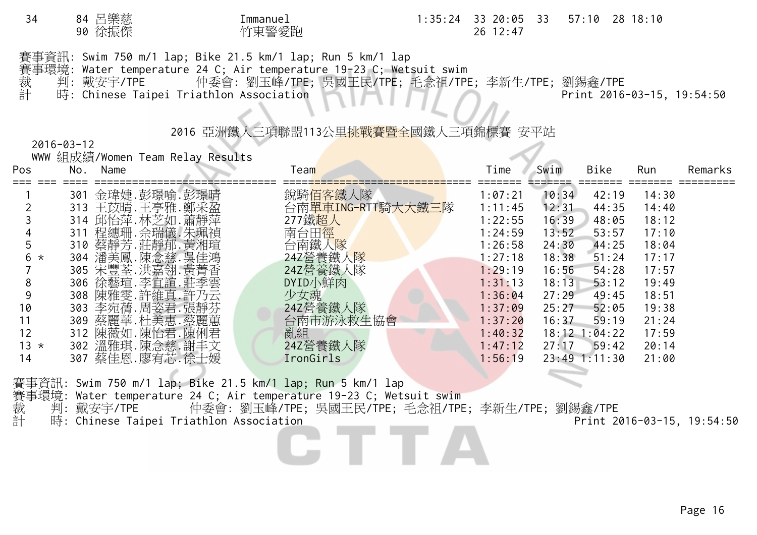| 34 | 84 呂樂慈<br>90 徐振傑 | Immanuel<br>竹東警愛跑 | 1:35:24 | 33 20:05<br>26 12:47 | 33 57:10 | 28 18:10 |
|---|---|---|---|---|---|---|

賽事資訊: Swim 750 m/1 lap; Bike 21.5 km/1 lap; Run 5 km/1 lap
賽事環境: Water temperature 24 C; Air temperature 19-23 C; Wetsuit swim
裁　判: 戴安宇/TPE　　仲委會: 劉玉峰/TPE; 吳國王民/TPE; 毛念祖/TPE; 李新生/TPE; 劉錫鑫/TPE
計　時: Chinese Taipei Triathlon Association　　Print 2016-03-15, 19:54:50

## 2016 亞洲鐵人三項聯盟113公里挑戰賽暨全國鐵人三項錦標賽 安平站

2016-03-12

WWW 組成績/Women Team Relay Results

| Pos | No. | Name | Team | Time | Swim | Bike | Run | Remarks |
|---|---|---|---|---|---|---|---|---|
| 1 | 301 | 金瑋婕.彭璟喻.彭璟晴 | 銳騎佰客鐵人隊 | 1:07:21 | 10:34 | 42:19 | 14:30 | |
| 2 | 313 | 王苡晴.王亭雅.鄭采盈 | 台南單車ING-RTT騎大大鐵三隊 | 1:11:45 | 12:31 | 44:35 | 14:40 | |
| 3 | 314 | 邱怡萍.林芝如.蕭靜萍 | 277鐵超人 | 1:22:55 | 16:39 | 48:05 | 18:12 | |
| 4 | 311 | 程縂珊.佘瑞儀.朱珮禎 | 南台田徑 | 1:24:59 | 13:52 | 53:57 | 17:10 | |
| 5 | 310 | 蔡靜芳.莊靜郁.黃湘瑄 | 台南鐵人隊 | 1:26:58 | 24:30 | 44:25 | 18:04 | |
| 6 * | 304 | 潘美鳳.陳念慈.吳佳鴻 | 24Z營養鐵人隊 | 1:27:18 | 18:38 | 51:24 | 17:17 | |
| 7 | 305 | 宋豐荃.洪嘉翎.黃菁香 | 24Z營養鐵人隊 | 1:29:19 | 16:56 | 54:28 | 17:57 | |
| 8 | 306 | 徐藝瑄.李宜諠.莊季雲 | DYID小鮮肉 | 1:31:13 | 18:13 | 53:12 | 19:49 | |
| 9 | 308 | 陳雅雯.許維真.許乃云 | 少女魂 | 1:36:04 | 27:29 | 49:45 | 18:51 | |
| 10 | 303 | 李宛蒨.周姿君.張靜芬 | 24Z營養鐵人隊 | 1:37:09 | 25:27 | 52:05 | 19:38 | |
| 11 | 309 | 蔡麗華.杜美惠.蔡麗蕙 | 台南市游泳救生協會 | 1:37:20 | 16:37 | 59:19 | 21:24 | |
| 12 | 312 | 陳薇如.陳怡君.陳俐君 | 亂組 | 1:40:32 | 18:12 | 1:04:22 | 17:59 | |
| 13 * | 302 | 溫雅琪.陳念慈.謝丰文 | 24Z營養鐵人隊 | 1:47:12 | 27:17 | 59:42 | 20:14 | |
| 14 | 307 | 蔡佳恩.廖宥芯.徐士媛 | IronGirls | 1:56:19 | 23:49 | 1:11:30 | 21:00 | |

賽事資訊: Swim 750 m/1 lap; Bike 21.5 km/1 lap; Run 5 km/1 lap
賽事環境: Water temperature 24 C; Air temperature 19-23 C; Wetsuit swim
裁　判: 戴安宇/TPE　　仲委會: 劉玉峰/TPE; 吳國王民/TPE; 毛念祖/TPE; 李新生/TPE; 劉錫鑫/TPE
計　時: Chinese Taipei Triathlon Association　　Print 2016-03-15, 19:54:50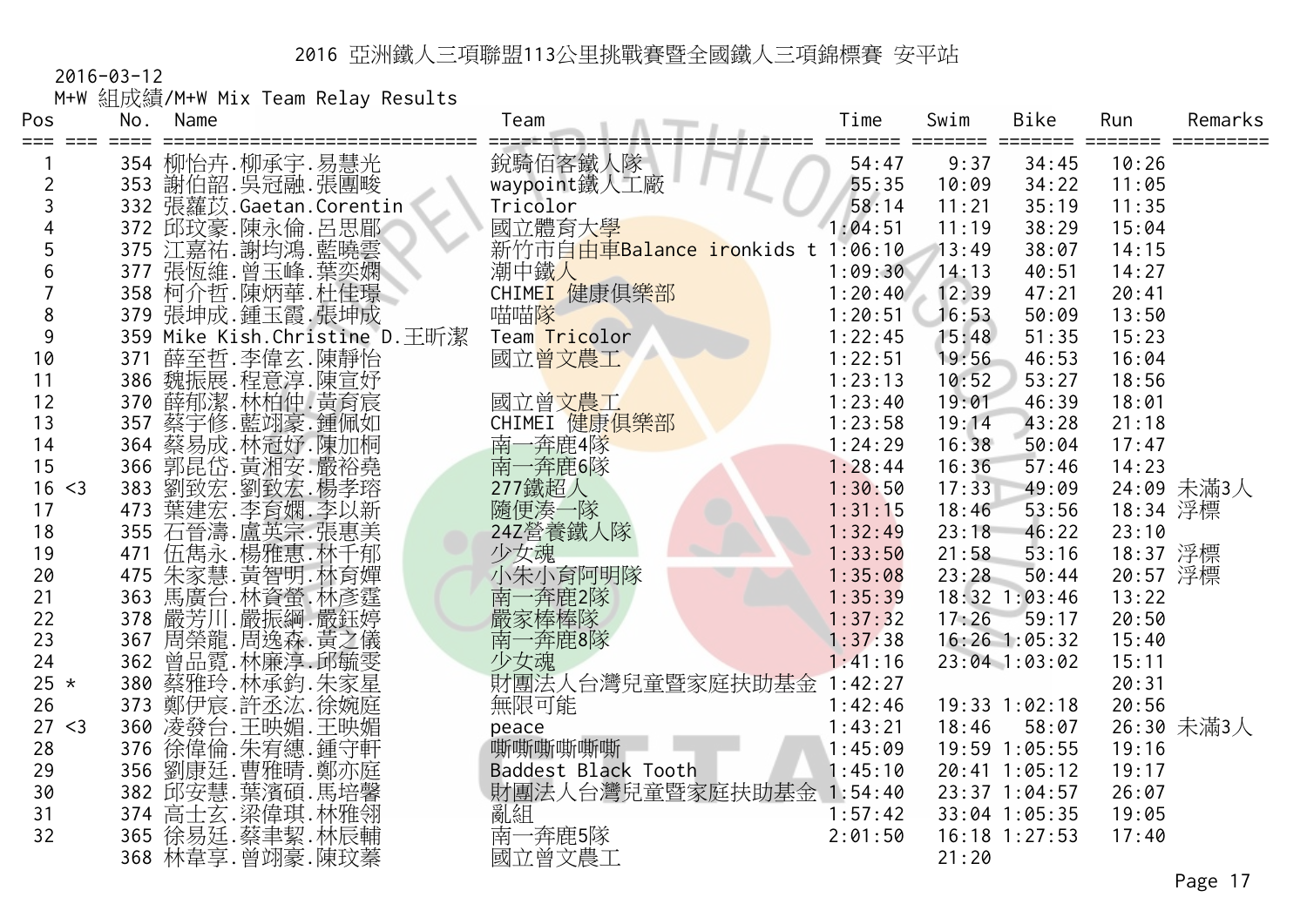# 2016 亞洲鐵人三項聯盟113公里挑戰賽暨全國鐵人三項錦標賽 安平站

2016-03-12

M+W 組成績/M+W Mix Team Relay Results

| Pos | | No. | Name | Team | Time | Swim | Bike | Run | Remarks |
|---|---|---|---|---|---|---|---|---|---|
| 1 | | 354 | 柳怡卉.柳承宇.易慧光 | 銳騎佰客鐵人隊 | 54:47 | 9:37 | 34:45 | 10:26 | |
| 2 | | 353 | 謝伯韶.吳冠融.張團畯 | waypoint鐵人工廠 | 55:35 | 10:09 | 34:22 | 11:05 | |
| 3 | | 332 | 張蘿苡.Gaetan.Corentin | Tricolor | 58:14 | 11:21 | 35:19 | 11:35 | |
| 4 | | 372 | 邱玟豪.陳永倫.呂思鄖 | 國立體育大學 | 1:04:51 | 11:19 | 38:29 | 15:04 | |
| 5 | | 375 | 江嘉祐.謝均鴻.藍曉雲 | 新竹市自由車Balance ironkids t | 1:06:10 | 13:49 | 38:07 | 14:15 | |
| 6 | | 377 | 張恆維.曾玉峰.葉奕嫻 | 潮中鐵人 | 1:09:30 | 14:13 | 40:51 | 14:27 | |
| 7 | | 358 | 柯介哲.陳炳華.杜佳璟 | CHIMEI 健康俱樂部 | 1:20:40 | 12:39 | 47:21 | 20:41 | |
| 8 | | 379 | 張坤成.鍾玉霞.張坤成 | 喵喵隊 | 1:20:51 | 16:53 | 50:09 | 13:50 | |
| 9 | | 359 | Mike Kish.Christine D.王昕潔 | Team Tricolor | 1:22:45 | 15:48 | 51:35 | 15:23 | |
| 10 | | 371 | 薛至哲.李偉玄.陳靜怡 | 國立曾文農工 | 1:22:51 | 19:56 | 46:53 | 16:04 | |
| 11 | | 386 | 魏振展.程意淳.陳宣妤 | | 1:23:13 | 10:52 | 53:27 | 18:56 | |
| 12 | | 370 | 薛郁潔.林柏仲.黃育宸 | 國立曾文農工 | 1:23:40 | 19:01 | 46:39 | 18:01 | |
| 13 | | 357 | 蔡宇修.藍翊豪.鍾佩如 | CHIMEI 健康俱樂部 | 1:23:58 | 19:14 | 43:28 | 21:18 | |
| 14 | | 364 | 蔡易成.林冠妤.陳加桐 | 南一奔鹿4隊 | 1:24:29 | 16:38 | 50:04 | 17:47 | |
| 15 | | 366 | 郭昆岱.黃湘安.嚴裕堯 | 南一奔鹿6隊 | 1:28:44 | 16:36 | 57:46 | 14:23 | |
| 16 | <3 | 383 | 劉致宏.劉致宏.楊孝瑢 | 277鐵超人 | 1:30:50 | 17:33 | 49:09 | 24:09 | 未滿3人 |
| 17 | | 473 | 葉建宏.李育嫻.李以新 | 隨便湊一隊 | 1:31:15 | 18:46 | 53:56 | 18:34 | 浮標 |
| 18 | | 355 | 石晉濤.盧英宗.張惠美 | 24Z營養鐵人隊 | 1:32:49 | 23:18 | 46:22 | 23:10 | |
| 19 | | 471 | 伍雋永.楊雅惠.林千郁 | 少女魂 | 1:33:50 | 21:58 | 53:16 | 18:37 | 浮標 |
| 20 | | 475 | 朱家慧.黃智明.林育嬋 | 小朱小育阿明隊 | 1:35:08 | 23:28 | 50:44 | 20:57 | 浮標 |
| 21 | | 363 | 馬廣台.林資螢.林彥霆 | 南一奔鹿2隊 | 1:35:39 | 18:32 | 1:03:46 | 13:22 | |
| 22 | | 378 | 嚴芳川.嚴振綱.嚴鈺婷 | 嚴家棒棒隊 | 1:37:32 | 17:26 | 59:17 | 20:50 | |
| 23 | | 367 | 周榮龍.周逸森.黃之儀 | 南一奔鹿8隊 | 1:37:38 | 16:26 | 1:05:32 | 15:40 | |
| 24 | | 362 | 曾品霓.林廉淳.邱毓雯 | 少女魂 | 1:41:16 | 23:04 | 1:03:02 | 15:11 | |
| 25 | * | 380 | 蔡雅玲.林承鈞.朱家星 | 財團法人台灣兒童暨家庭扶助基金 | 1:42:27 | | | 20:31 | |
| 26 | | 373 | 鄭伊宸.許丞汯.徐婉庭 | 無限可能 | 1:42:46 | 19:33 | 1:02:18 | 20:56 | |
| 27 | <3 | 360 | 凌發台.王映媚.王映媚 | peace | 1:43:21 | 18:46 | 58:07 | 26:30 | 未滿3人 |
| 28 | | 376 | 徐偉倫.朱宥繐.鍾守軒 | 嘶嘶嘶嘶嘶嘶 | 1:45:09 | 19:59 | 1:05:55 | 19:16 | |
| 29 | | 356 | 劉康廷.曹雅晴.鄭亦庭 | Baddest Black Tooth | 1:45:10 | 20:41 | 1:05:12 | 19:17 | |
| 30 | | 382 | 邱安慧.葉濱碩.馬培馨 | 財團法人台灣兒童暨家庭扶助基金 | 1:54:40 | 23:37 | 1:04:57 | 26:07 | |
| 31 | | 374 | 高士玄.梁偉琪.林雅翎 | 亂組 | 1:57:42 | 33:04 | 1:05:35 | 19:05 | |
| 32 | | 365 | 徐易廷.蔡聿絜.林辰輔 | 南一奔鹿5隊 | 2:01:50 | 16:18 | 1:27:53 | 17:40 | |
| | | 368 | 林韋亨.曾翊豪.陳玟蓁 | 國立曾文農工 | | 21:20 | | | |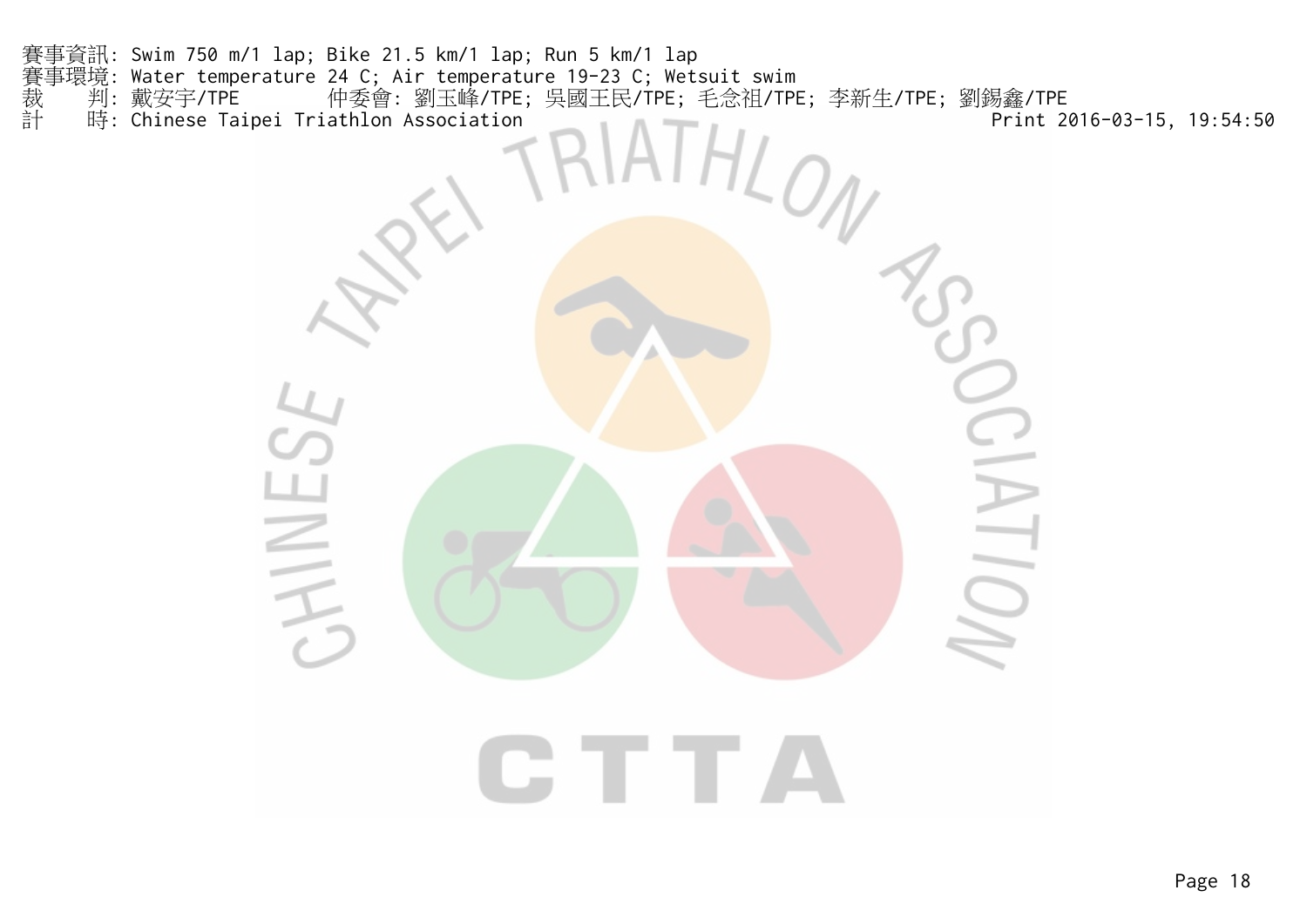賽事資訊: Swim 750 m/1 lap; Bike 21.5 km/1 lap; Run 5 km/1 lap
賽事環境: Water temperature 24 C; Air temperature 19-23 C; Wetsuit swim
裁　　判: 戴安宇/TPE　　　　仲委會: 劉玉峰/TPE; 吳國王民/TPE; 毛念祖/TPE; 李新生/TPE; 劉錫鑫/TPE
計　　時: Chinese Taipei Triathlon Association　　Print 2016-03-15, 19:54:50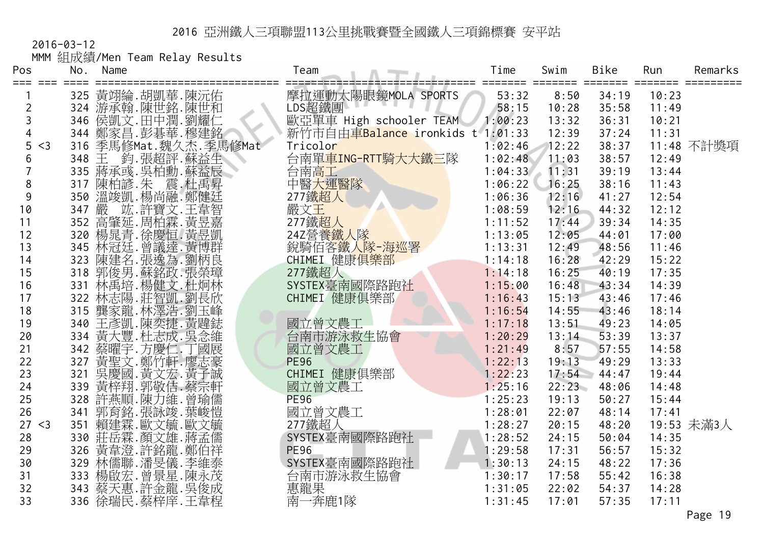# 2016 亞洲鐵人三項聯盟113公里挑戰賽暨全國鐵人三項錦標賽 安平站

2016-03-12

MMM 組成績/Men Team Relay Results

| Pos | | No. | Name | Team | Time | Swim | Bike | Run | Remarks |
|---|---|---|---|---|---|---|---|---|---|
| 1 | | 325 | 黃翊綸.胡凱華.陳沅佑 | 摩拉運動太陽眼鏡MOLA SPORTS | 53:32 | 8:50 | 34:19 | 10:23 | |
| 2 | | 324 | 游承翰.陳世銘.陳世和 | LDS超鐵團 | 58:15 | 10:28 | 35:58 | 11:49 | |
| 3 | | 346 | 侯凱文.田中潤.劉耀仁 | 歐亞單車 High schooler TEAM | 1:00:23 | 13:32 | 36:31 | 10:21 | |
| 4 | | 344 | 鄭家昌.彭碁華.穆建銘 | 新竹市自由車Balance ironkids t | 1:01:33 | 12:39 | 37:24 | 11:31 | |
| 5 | <3 | 316 | 季馬修Mat.魏久杰.季馬修Mat | Tricolor | 1:02:46 | 12:22 | 38:37 | 11:48 | 不計獎項 |
| 6 | | 348 | 王　鈞.張超評.蘇益生 | 台南單車ING-RTT騎大大鐵三隊 | 1:02:48 | 11:03 | 38:57 | 12:49 | |
| 7 | | 335 | 蔣承彧.吳柏勳.蘇益辰 | 台南高工 | 1:04:33 | 11:31 | 39:19 | 13:44 | |
| 8 | | 317 | 陳柏諺.朱　震.杜禹昇 | 中醫大運醫隊 | 1:06:22 | 16:25 | 38:16 | 11:43 | |
| 9 | | 350 | 溫竣凱.楊尚融.鄭健廷 | 277鐵超人 | 1:06:36 | 12:16 | 41:27 | 12:54 | |
| 10 | | 347 | 嚴　竑.許寶文.王韋智 | 嚴文王 | 1:08:59 | 12:16 | 44:32 | 12:12 | |
| 11 | | 352 | 高肇延.周柏霖.黃昱嘉 | 277鐵超人 | 1:11:52 | 17:44 | 39:34 | 14:35 | |
| 12 | | 320 | 楊晁青.徐慶恒.黃昱凱 | 24Z營養鐵人隊 | 1:13:05 | 12:05 | 44:01 | 17:00 | |
| 13 | | 345 | 林冠廷.曾議達.黃博群 | 銳騎佰客鐵人隊-海巡署 | 1:13:31 | 12:49 | 48:56 | 11:46 | |
| 14 | | 323 | 陳建名.張逸為.劉柄良 | CHIMEI 健康俱樂部 | 1:14:18 | 16:28 | 42:29 | 15:22 | |
| 15 | | 318 | 郭俊男.蘇銘政.張榮璋 | 277鐵超人 | 1:14:18 | 16:25 | 40:19 | 17:35 | |
| 16 | | 331 | 林禹培.楊健文.杜炯林 | SYSTEX臺南國際路跑社 | 1:15:00 | 16:48 | 43:34 | 14:39 | |
| 17 | | 322 | 林志陽.莊智凱.劉長欣 | CHIMEI 健康俱樂部 | 1:16:43 | 15:13 | 43:46 | 17:46 | |
| 18 | | 315 | 龔家龍.林澤浩.劉玉峰 | | 1:16:54 | 14:55 | 43:46 | 18:14 | |
| 19 | | 340 | 王彥凱.陳奕捷.黃韙鋕 | 國立曾文農工 | 1:17:18 | 13:51 | 49:23 | 14:05 | |
| 20 | | 334 | 黃大豐.杜志成.吳念維 | 台南市游泳救生協會 | 1:20:29 | 13:14 | 53:39 | 13:37 | |
| 21 | | 342 | 蔡曜宇.方慶仁.丁國展 | 國立曾文農工 | 1:21:49 | 8:57 | 57:55 | 14:58 | |
| 22 | | 327 | 黃聖文.鄭竹軒.廖志豪 | PE96 | 1:22:13 | 19:13 | 49:29 | 13:33 | |
| 23 | | 321 | 吳慶國.黃文宏.黃子誠 | CHIMEI 健康俱樂部 | 1:22:23 | 17:54 | 44:47 | 19:44 | |
| 24 | | 339 | 黃梓翔.郭敬佶.蔡宗軒 | 國立曾文農工 | 1:25:16 | 22:23 | 48:06 | 14:48 | |
| 25 | | 328 | 許燕順.陳力維.曾瑜儒 | PE96 | 1:25:23 | 19:13 | 50:27 | 15:44 | |
| 26 | | 341 | 郭育銘.張詠竣.葉峻愷 | 國立曾文農工 | 1:28:01 | 22:07 | 48:14 | 17:41 | |
| 27 | <3 | 351 | 賴建霖.歐文毓.歐文毓 | 277鐵超人 | 1:28:27 | 20:15 | 48:20 | 19:53 | 未滿3人 |
| 28 | | 330 | 莊岳霖.顏文雄.蔣孟儒 | SYSTEX臺南國際路跑社 | 1:28:52 | 24:15 | 50:04 | 14:35 | |
| 29 | | 326 | 黃韋澄.許銘龍.鄭伯祥 | PE96 | 1:29:58 | 17:31 | 56:57 | 15:32 | |
| 30 | | 329 | 林儒聯.潘旻儀.李維泰 | SYSTEX臺南國際路跑社 | 1:30:13 | 24:15 | 48:22 | 17:36 | |
| 31 | | 333 | 楊啟宏.曾景星.陳永茂 | 台南市游泳救生協會 | 1:30:17 | 17:58 | 55:42 | 16:38 | |
| 32 | | 343 | 蔡天惠.許金龍.吳俊成 | 惠龍果 | 1:31:05 | 22:02 | 54:37 | 14:28 | |
| 33 | | 336 | 徐瑞民.蔡梓庠.王韋程 | 南一奔鹿1隊 | 1:31:45 | 17:01 | 57:35 | 17:11 | |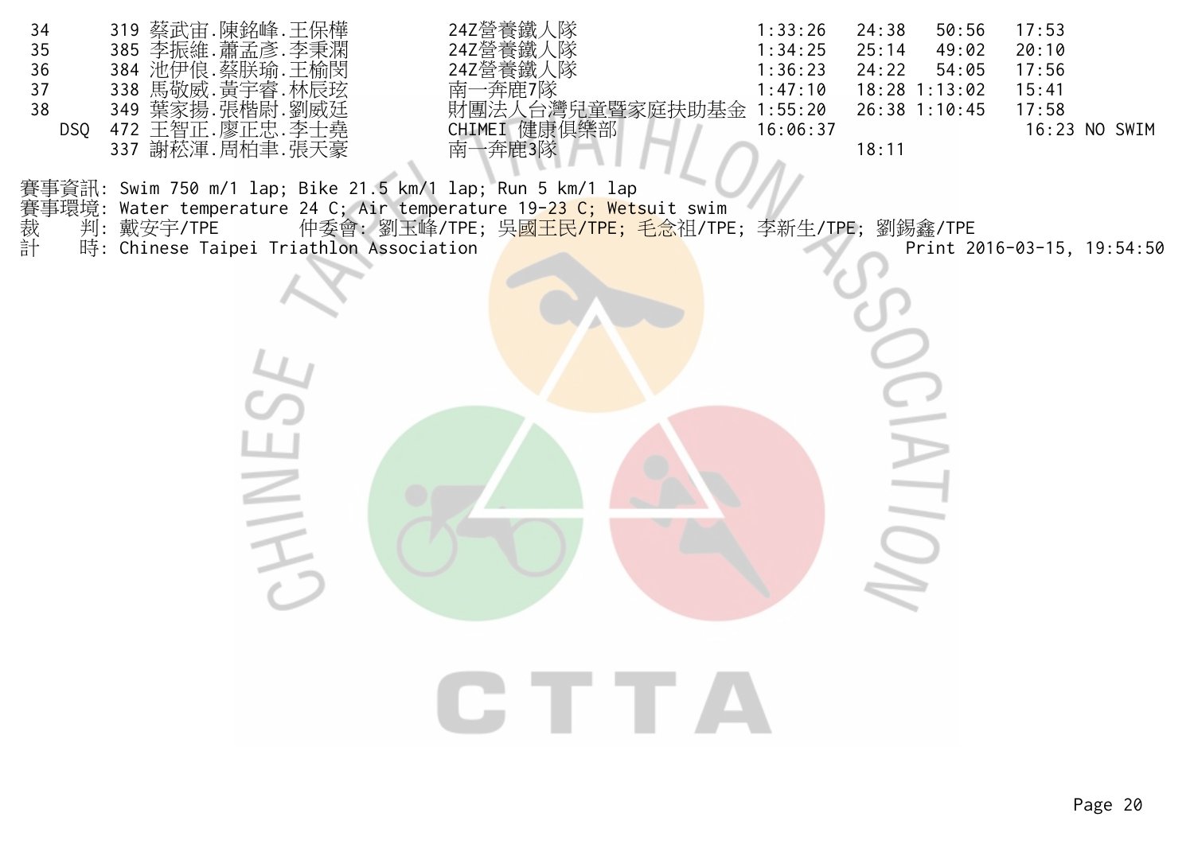| | | | | | | | | |
|---|---|---|---|---|---|---|---|---|
| 34 | 319 | 蔡武宙.陳銘峰.王保樺 | 24Z營養鐵人隊 | 1:33:26 | 24:38 | 50:56 | 17:53 | |
| 35 | 385 | 李振維.蕭孟彥.李秉淵 | 24Z營養鐵人隊 | 1:34:25 | 25:14 | 49:02 | 20:10 | |
| 36 | 384 | 池伊佷.蔡朕瑜.王榆閔 | 24Z營養鐵人隊 | 1:36:23 | 24:22 | 54:05 | 17:56 | |
| 37 | 338 | 馬敬威.黃宇睿.林辰玹 | 南一奔鹿7隊 | 1:47:10 | 18:28 | 1:13:02 | 15:41 | |
| 38 | 349 | 葉家揚.張楷尉.劉威廷 | 財團法人台灣兒童暨家庭扶助基金 | 1:55:20 | 26:38 | 1:10:45 | 17:58 | |
| DSQ | 472 | 王智正.廖正忠.李士堯 | CHIMEI 健康俱樂部 | 16:06:37 | | | 16:23 | NO SWIM |
| | 337 | 謝菘渾.周柏聿.張天豪 | 南一奔鹿3隊 | | 18:11 | | | |

賽事資訊: Swim 750 m/1 lap; Bike 21.5 km/1 lap; Run 5 km/1 lap
賽事環境: Water temperature 24 C; Air temperature 19-23 C; Wetsuit swim
裁　　判: 戴安宇/TPE　　　仲委會: 劉玉峰/TPE; 吳國王民/TPE; 毛念祖/TPE; 李新生/TPE; 劉錫鑫/TPE
計　　時: Chinese Taipei Triathlon Association　　　Print 2016-03-15, 19:54:50